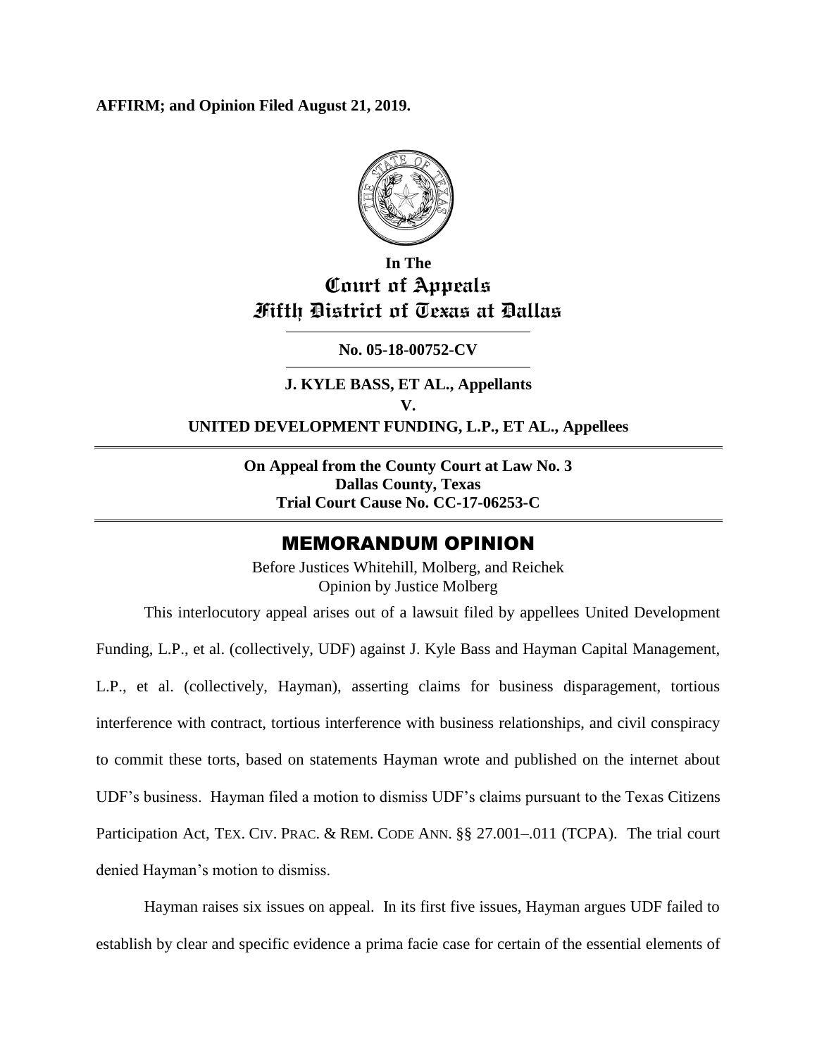**AFFIRM; and Opinion Filed August 21, 2019.**

**In The**
# Court of Appeals
# Fifth District of Texas at Dallas

**No. 05-18-00752-CV**

**J. KYLE BASS, ET AL., Appellants**
**V.**
**UNITED DEVELOPMENT FUNDING, L.P., ET AL., Appellees**

**On Appeal from the County Court at Law No. 3**
**Dallas County, Texas**
**Trial Court Cause No. CC-17-06253-C**

## MEMORANDUM OPINION

Before Justices Whitehill, Molberg, and Reichek
Opinion by Justice Molberg

This interlocutory appeal arises out of a lawsuit filed by appellees United Development Funding, L.P., et al. (collectively, UDF) against J. Kyle Bass and Hayman Capital Management, L.P., et al. (collectively, Hayman), asserting claims for business disparagement, tortious interference with contract, tortious interference with business relationships, and civil conspiracy to commit these torts, based on statements Hayman wrote and published on the internet about UDF's business. Hayman filed a motion to dismiss UDF's claims pursuant to the Texas Citizens Participation Act, TEX. CIV. PRAC. & REM. CODE ANN. §§ 27.001–.011 (TCPA). The trial court denied Hayman's motion to dismiss.

Hayman raises six issues on appeal. In its first five issues, Hayman argues UDF failed to establish by clear and specific evidence a prima facie case for certain of the essential elements of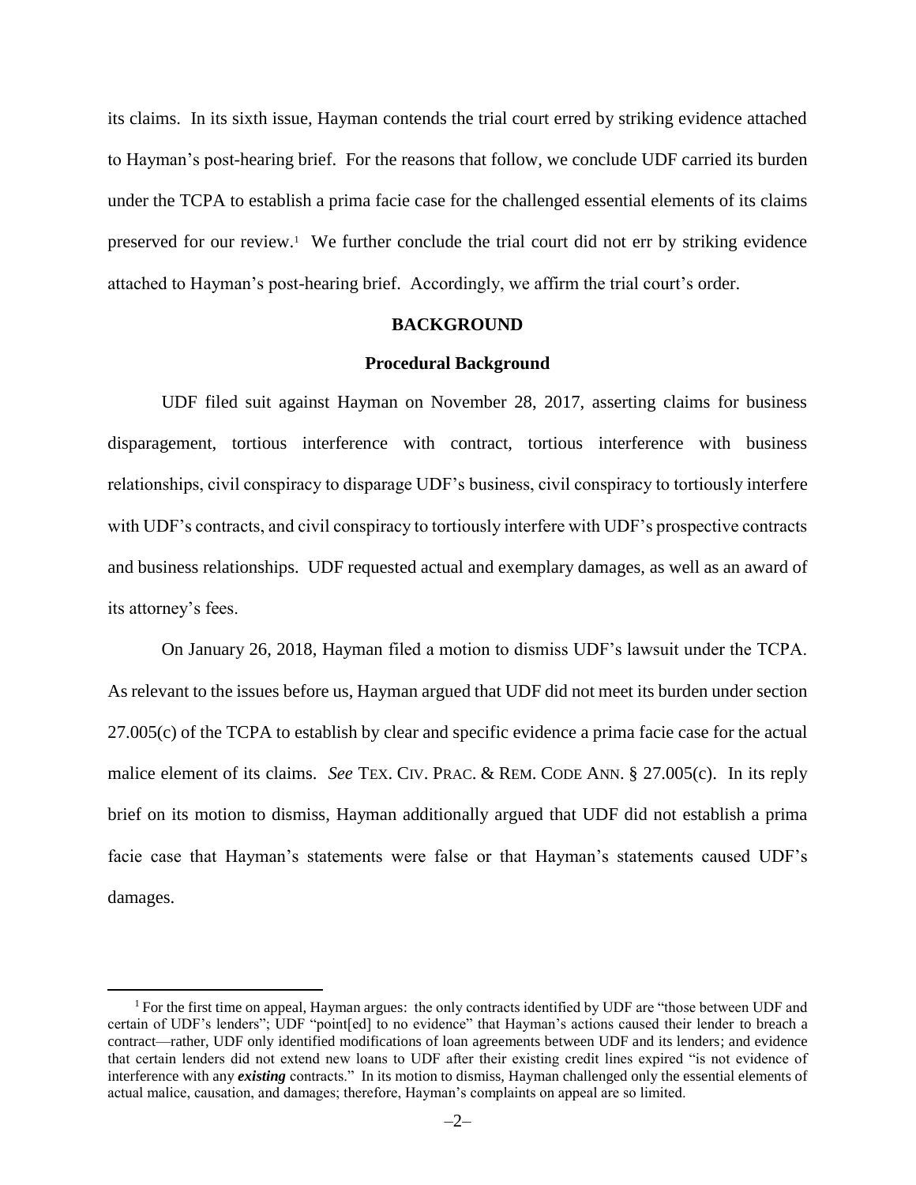its claims. In its sixth issue, Hayman contends the trial court erred by striking evidence attached to Hayman's post-hearing brief. For the reasons that follow, we conclude UDF carried its burden under the TCPA to establish a prima facie case for the challenged essential elements of its claims preserved for our review.[1] We further conclude the trial court did not err by striking evidence attached to Hayman's post-hearing brief. Accordingly, we affirm the trial court's order.

## BACKGROUND

### Procedural Background

UDF filed suit against Hayman on November 28, 2017, asserting claims for business disparagement, tortious interference with contract, tortious interference with business relationships, civil conspiracy to disparage UDF's business, civil conspiracy to tortiously interfere with UDF's contracts, and civil conspiracy to tortiously interfere with UDF's prospective contracts and business relationships. UDF requested actual and exemplary damages, as well as an award of its attorney's fees.

On January 26, 2018, Hayman filed a motion to dismiss UDF's lawsuit under the TCPA. As relevant to the issues before us, Hayman argued that UDF did not meet its burden under section 27.005(c) of the TCPA to establish by clear and specific evidence a prima facie case for the actual malice element of its claims. *See* TEX. CIV. PRAC. & REM. CODE ANN. § 27.005(c). In its reply brief on its motion to dismiss, Hayman additionally argued that UDF did not establish a prima facie case that Hayman's statements were false or that Hayman's statements caused UDF's damages.

---

[1] For the first time on appeal, Hayman argues: the only contracts identified by UDF are "those between UDF and certain of UDF's lenders"; UDF "point[ed] to no evidence" that Hayman's actions caused their lender to breach a contract—rather, UDF only identified modifications of loan agreements between UDF and its lenders; and evidence that certain lenders did not extend new loans to UDF after their existing credit lines expired "is not evidence of interference with any ***existing*** contracts." In its motion to dismiss, Hayman challenged only the essential elements of actual malice, causation, and damages; therefore, Hayman's complaints on appeal are so limited.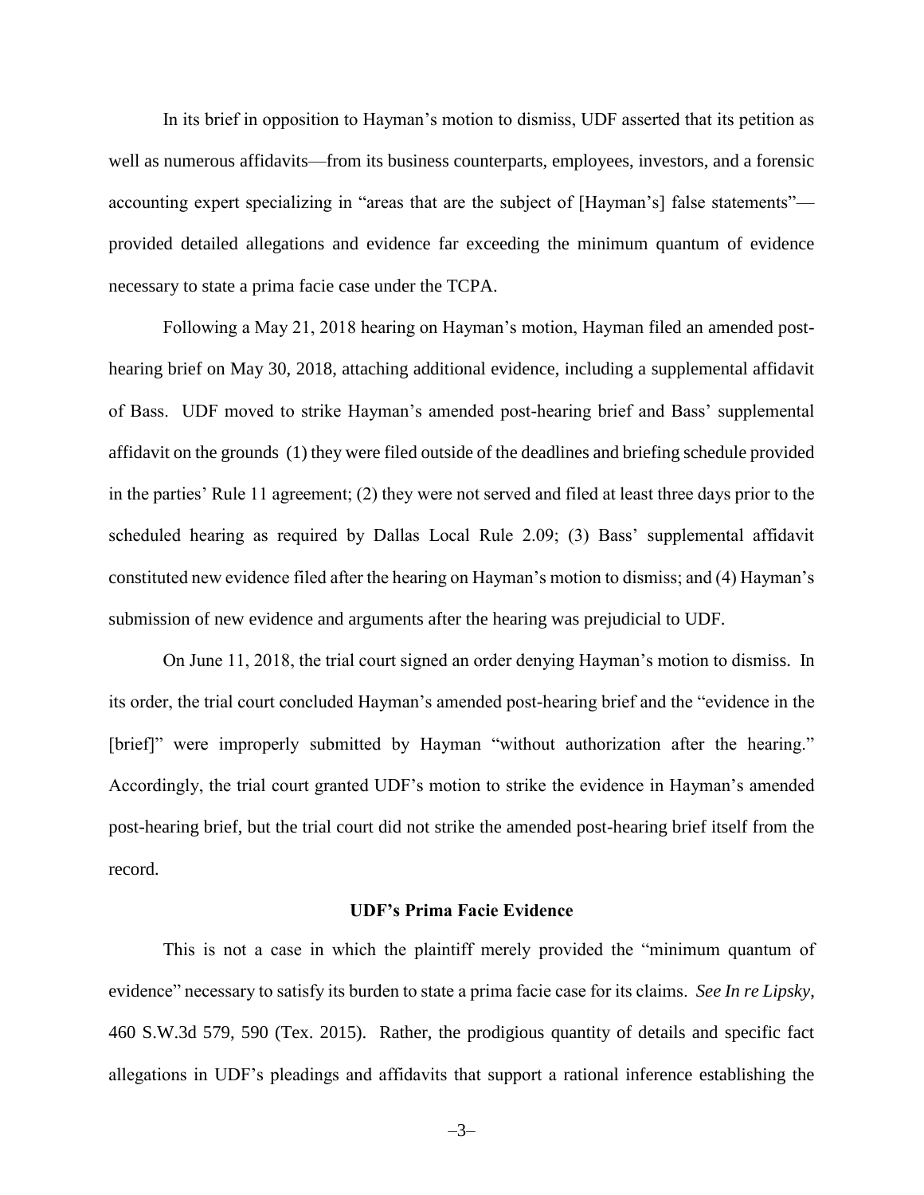In its brief in opposition to Hayman's motion to dismiss, UDF asserted that its petition as well as numerous affidavits—from its business counterparts, employees, investors, and a forensic accounting expert specializing in "areas that are the subject of [Hayman's] false statements"—provided detailed allegations and evidence far exceeding the minimum quantum of evidence necessary to state a prima facie case under the TCPA.

Following a May 21, 2018 hearing on Hayman's motion, Hayman filed an amended post-hearing brief on May 30, 2018, attaching additional evidence, including a supplemental affidavit of Bass. UDF moved to strike Hayman's amended post-hearing brief and Bass' supplemental affidavit on the grounds (1) they were filed outside of the deadlines and briefing schedule provided in the parties' Rule 11 agreement; (2) they were not served and filed at least three days prior to the scheduled hearing as required by Dallas Local Rule 2.09; (3) Bass' supplemental affidavit constituted new evidence filed after the hearing on Hayman's motion to dismiss; and (4) Hayman's submission of new evidence and arguments after the hearing was prejudicial to UDF.

On June 11, 2018, the trial court signed an order denying Hayman's motion to dismiss. In its order, the trial court concluded Hayman's amended post-hearing brief and the "evidence in the [brief]" were improperly submitted by Hayman "without authorization after the hearing." Accordingly, the trial court granted UDF's motion to strike the evidence in Hayman's amended post-hearing brief, but the trial court did not strike the amended post-hearing brief itself from the record.

**UDF's Prima Facie Evidence**

This is not a case in which the plaintiff merely provided the "minimum quantum of evidence" necessary to satisfy its burden to state a prima facie case for its claims. *See In re Lipsky*, 460 S.W.3d 579, 590 (Tex. 2015). Rather, the prodigious quantity of details and specific fact allegations in UDF's pleadings and affidavits that support a rational inference establishing the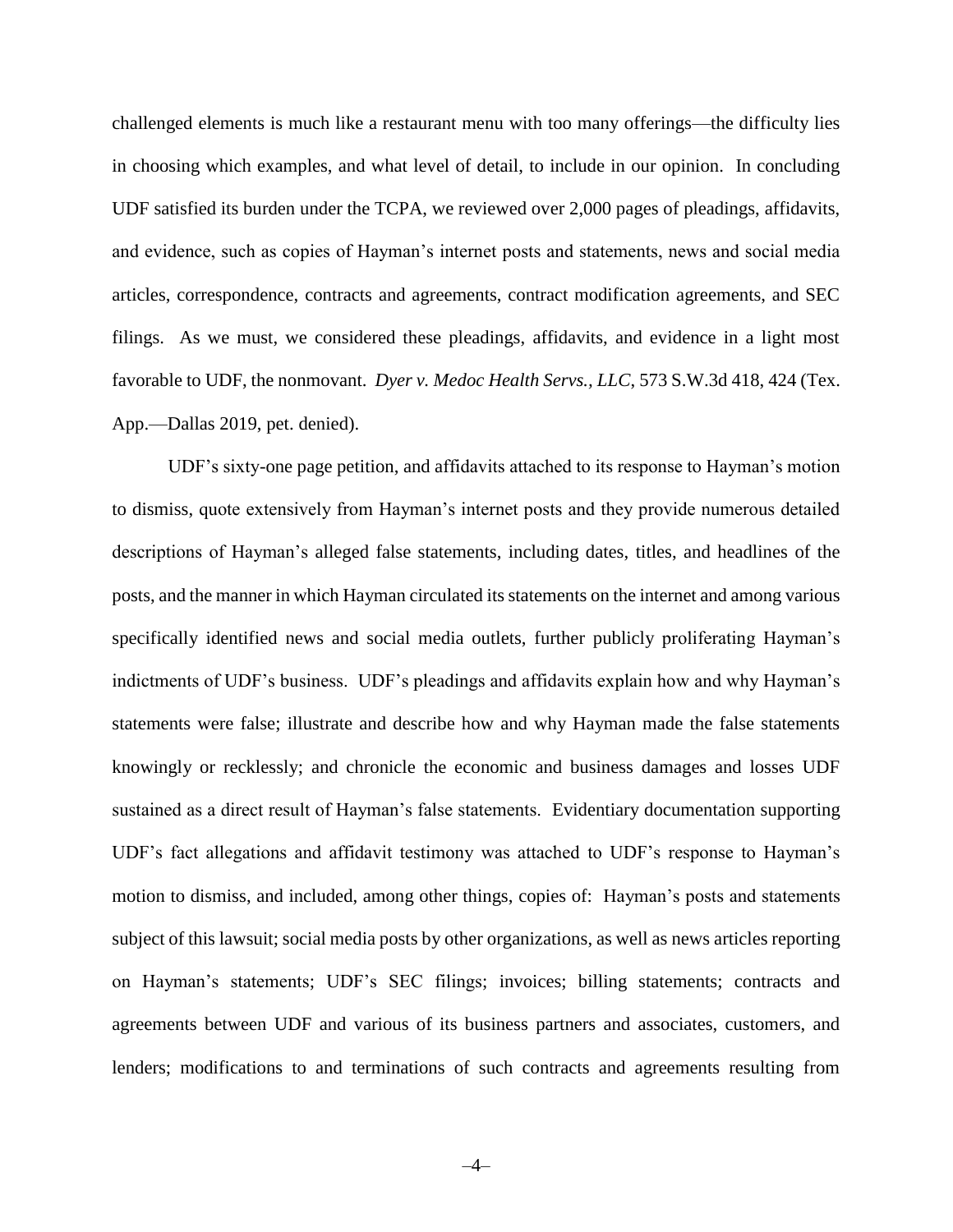challenged elements is much like a restaurant menu with too many offerings—the difficulty lies in choosing which examples, and what level of detail, to include in our opinion. In concluding UDF satisfied its burden under the TCPA, we reviewed over 2,000 pages of pleadings, affidavits, and evidence, such as copies of Hayman's internet posts and statements, news and social media articles, correspondence, contracts and agreements, contract modification agreements, and SEC filings. As we must, we considered these pleadings, affidavits, and evidence in a light most favorable to UDF, the nonmovant. *Dyer v. Medoc Health Servs., LLC*, 573 S.W.3d 418, 424 (Tex. App.—Dallas 2019, pet. denied).

UDF's sixty-one page petition, and affidavits attached to its response to Hayman's motion to dismiss, quote extensively from Hayman's internet posts and they provide numerous detailed descriptions of Hayman's alleged false statements, including dates, titles, and headlines of the posts, and the manner in which Hayman circulated its statements on the internet and among various specifically identified news and social media outlets, further publicly proliferating Hayman's indictments of UDF's business. UDF's pleadings and affidavits explain how and why Hayman's statements were false; illustrate and describe how and why Hayman made the false statements knowingly or recklessly; and chronicle the economic and business damages and losses UDF sustained as a direct result of Hayman's false statements. Evidentiary documentation supporting UDF's fact allegations and affidavit testimony was attached to UDF's response to Hayman's motion to dismiss, and included, among other things, copies of: Hayman's posts and statements subject of this lawsuit; social media posts by other organizations, as well as news articles reporting on Hayman's statements; UDF's SEC filings; invoices; billing statements; contracts and agreements between UDF and various of its business partners and associates, customers, and lenders; modifications to and terminations of such contracts and agreements resulting from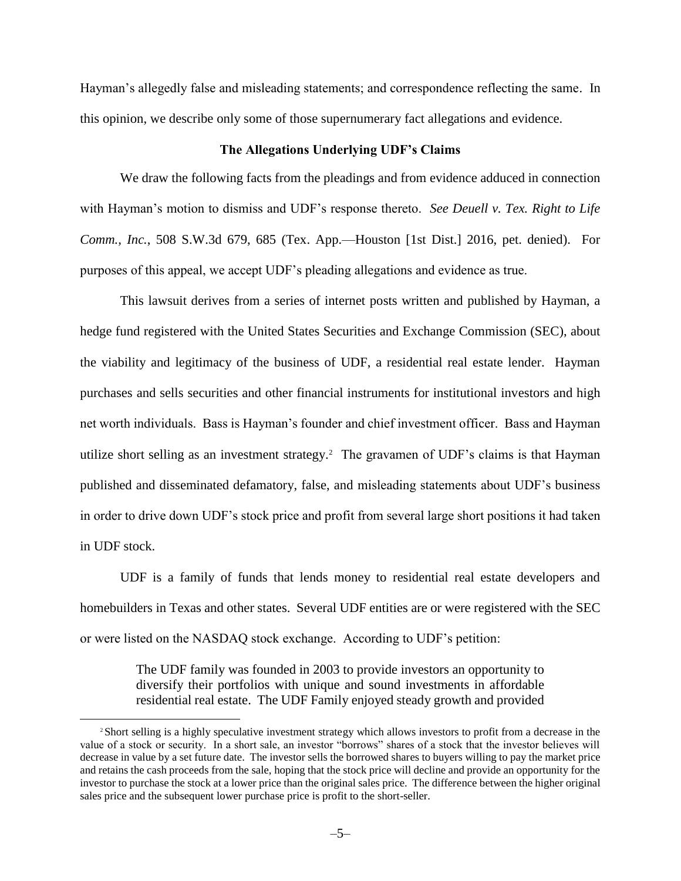Hayman's allegedly false and misleading statements; and correspondence reflecting the same. In this opinion, we describe only some of those supernumerary fact allegations and evidence.

**The Allegations Underlying UDF's Claims**

We draw the following facts from the pleadings and from evidence adduced in connection with Hayman's motion to dismiss and UDF's response thereto. *See Deuell v. Tex. Right to Life Comm., Inc.*, 508 S.W.3d 679, 685 (Tex. App.—Houston [1st Dist.] 2016, pet. denied). For purposes of this appeal, we accept UDF's pleading allegations and evidence as true.

This lawsuit derives from a series of internet posts written and published by Hayman, a hedge fund registered with the United States Securities and Exchange Commission (SEC), about the viability and legitimacy of the business of UDF, a residential real estate lender. Hayman purchases and sells securities and other financial instruments for institutional investors and high net worth individuals. Bass is Hayman's founder and chief investment officer. Bass and Hayman utilize short selling as an investment strategy.[2] The gravamen of UDF's claims is that Hayman published and disseminated defamatory, false, and misleading statements about UDF's business in order to drive down UDF's stock price and profit from several large short positions it had taken in UDF stock.

UDF is a family of funds that lends money to residential real estate developers and homebuilders in Texas and other states. Several UDF entities are or were registered with the SEC or were listed on the NASDAQ stock exchange. According to UDF's petition:

> The UDF family was founded in 2003 to provide investors an opportunity to diversify their portfolios with unique and sound investments in affordable residential real estate. The UDF Family enjoyed steady growth and provided

[2] Short selling is a highly speculative investment strategy which allows investors to profit from a decrease in the value of a stock or security. In a short sale, an investor "borrows" shares of a stock that the investor believes will decrease in value by a set future date. The investor sells the borrowed shares to buyers willing to pay the market price and retains the cash proceeds from the sale, hoping that the stock price will decline and provide an opportunity for the investor to purchase the stock at a lower price than the original sales price. The difference between the higher original sales price and the subsequent lower purchase price is profit to the short-seller.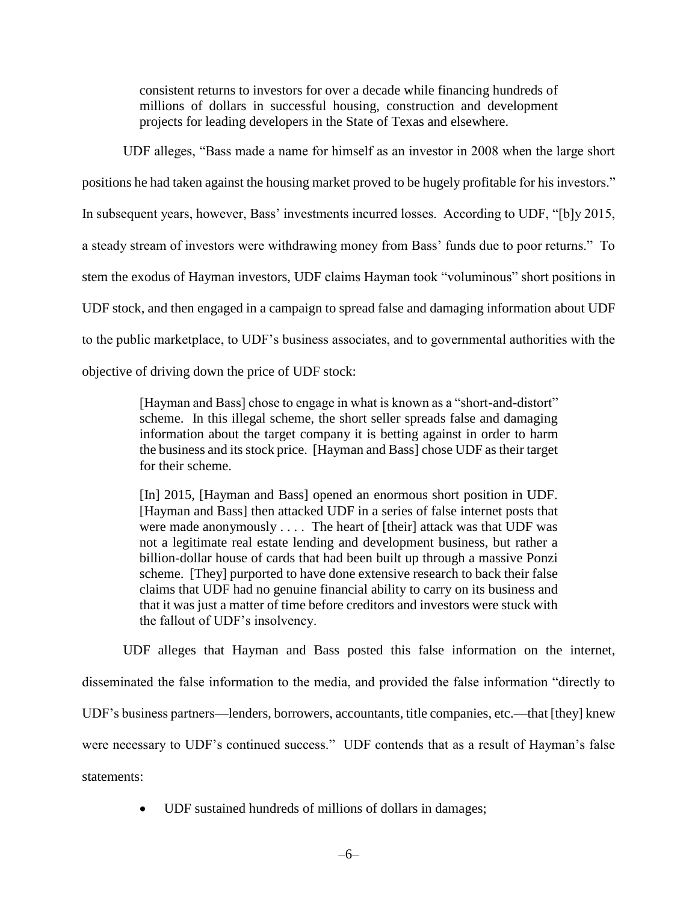> consistent returns to investors for over a decade while financing hundreds of millions of dollars in successful housing, construction and development projects for leading developers in the State of Texas and elsewhere.

UDF alleges, "Bass made a name for himself as an investor in 2008 when the large short positions he had taken against the housing market proved to be hugely profitable for his investors." In subsequent years, however, Bass' investments incurred losses. According to UDF, "[b]y 2015, a steady stream of investors were withdrawing money from Bass' funds due to poor returns." To stem the exodus of Hayman investors, UDF claims Hayman took "voluminous" short positions in UDF stock, and then engaged in a campaign to spread false and damaging information about UDF to the public marketplace, to UDF's business associates, and to governmental authorities with the objective of driving down the price of UDF stock:

> [Hayman and Bass] chose to engage in what is known as a "short-and-distort" scheme. In this illegal scheme, the short seller spreads false and damaging information about the target company it is betting against in order to harm the business and its stock price. [Hayman and Bass] chose UDF as their target for their scheme.
>
> [In] 2015, [Hayman and Bass] opened an enormous short position in UDF. [Hayman and Bass] then attacked UDF in a series of false internet posts that were made anonymously . . . . The heart of [their] attack was that UDF was not a legitimate real estate lending and development business, but rather a billion-dollar house of cards that had been built up through a massive Ponzi scheme. [They] purported to have done extensive research to back their false claims that UDF had no genuine financial ability to carry on its business and that it was just a matter of time before creditors and investors were stuck with the fallout of UDF's insolvency.

UDF alleges that Hayman and Bass posted this false information on the internet, disseminated the false information to the media, and provided the false information "directly to UDF's business partners—lenders, borrowers, accountants, title companies, etc.—that [they] knew were necessary to UDF's continued success." UDF contends that as a result of Hayman's false statements:

- UDF sustained hundreds of millions of dollars in damages;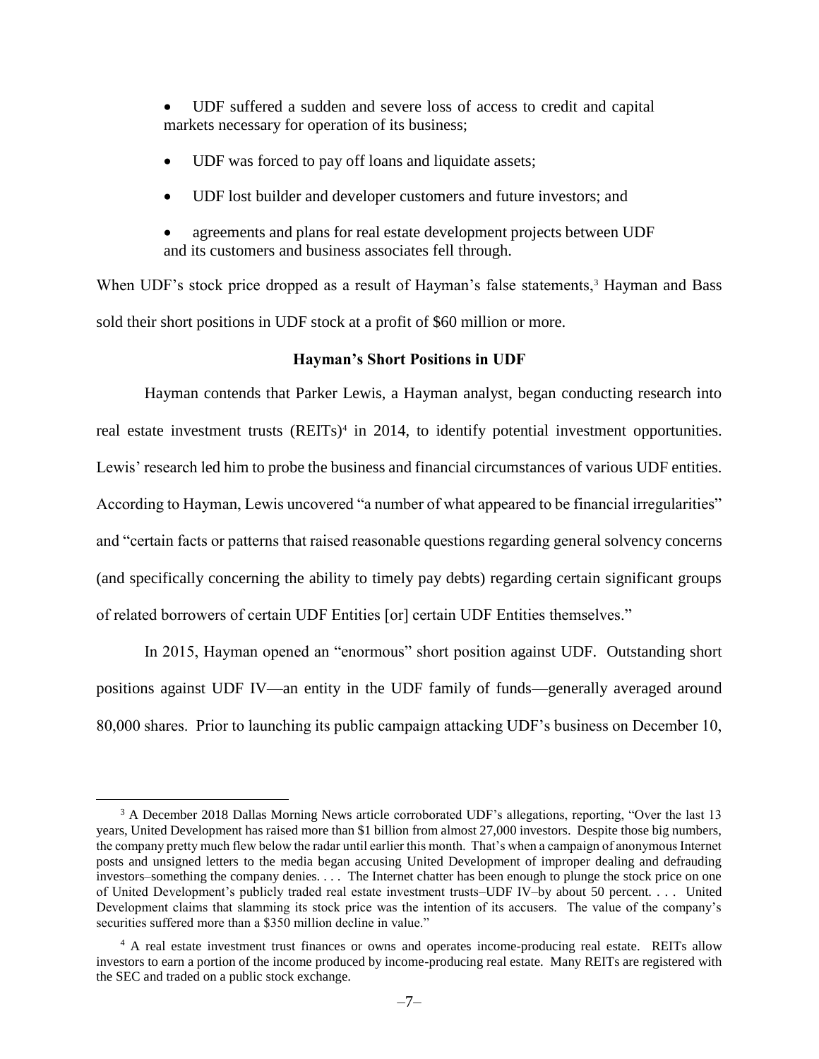- UDF suffered a sudden and severe loss of access to credit and capital markets necessary for operation of its business;
- UDF was forced to pay off loans and liquidate assets;
- UDF lost builder and developer customers and future investors; and
- agreements and plans for real estate development projects between UDF and its customers and business associates fell through.

When UDF's stock price dropped as a result of Hayman's false statements,[3] Hayman and Bass sold their short positions in UDF stock at a profit of $60 million or more.

**Hayman's Short Positions in UDF**

Hayman contends that Parker Lewis, a Hayman analyst, began conducting research into real estate investment trusts (REITs)[4] in 2014, to identify potential investment opportunities. Lewis' research led him to probe the business and financial circumstances of various UDF entities. According to Hayman, Lewis uncovered "a number of what appeared to be financial irregularities" and "certain facts or patterns that raised reasonable questions regarding general solvency concerns (and specifically concerning the ability to timely pay debts) regarding certain significant groups of related borrowers of certain UDF Entities [or] certain UDF Entities themselves."

In 2015, Hayman opened an "enormous" short position against UDF. Outstanding short positions against UDF IV—an entity in the UDF family of funds—generally averaged around 80,000 shares. Prior to launching its public campaign attacking UDF's business on December 10,

---

[3] A December 2018 Dallas Morning News article corroborated UDF's allegations, reporting, "Over the last 13 years, United Development has raised more than $1 billion from almost 27,000 investors. Despite those big numbers, the company pretty much flew below the radar until earlier this month. That's when a campaign of anonymous Internet posts and unsigned letters to the media began accusing United Development of improper dealing and defrauding investors–something the company denies. . . . The Internet chatter has been enough to plunge the stock price on one of United Development's publicly traded real estate investment trusts–UDF IV–by about 50 percent. . . . United Development claims that slamming its stock price was the intention of its accusers. The value of the company's securities suffered more than a $350 million decline in value."

[4] A real estate investment trust finances or owns and operates income-producing real estate. REITs allow investors to earn a portion of the income produced by income-producing real estate. Many REITs are registered with the SEC and traded on a public stock exchange.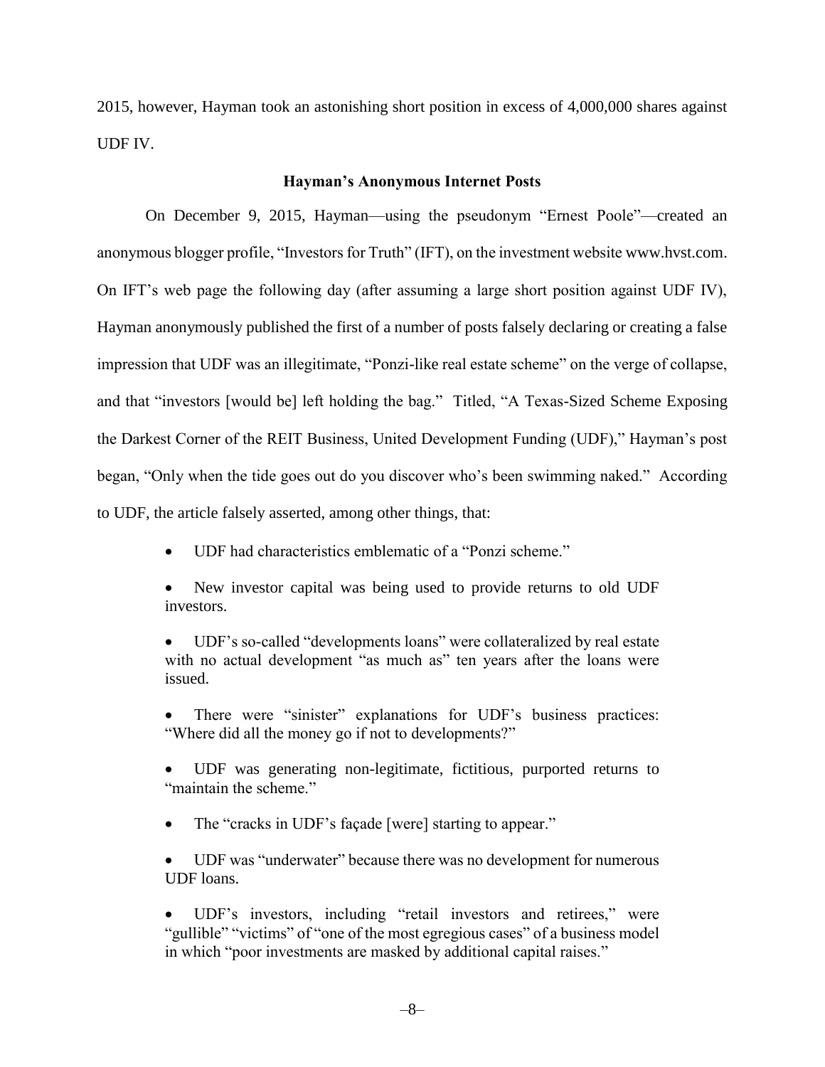2015, however, Hayman took an astonishing short position in excess of 4,000,000 shares against UDF IV.

### Hayman's Anonymous Internet Posts

On December 9, 2015, Hayman—using the pseudonym "Ernest Poole"—created an anonymous blogger profile, "Investors for Truth" (IFT), on the investment website www.hvst.com. On IFT's web page the following day (after assuming a large short position against UDF IV), Hayman anonymously published the first of a number of posts falsely declaring or creating a false impression that UDF was an illegitimate, "Ponzi-like real estate scheme" on the verge of collapse, and that "investors [would be] left holding the bag." Titled, "A Texas-Sized Scheme Exposing the Darkest Corner of the REIT Business, United Development Funding (UDF)," Hayman's post began, "Only when the tide goes out do you discover who's been swimming naked." According to UDF, the article falsely asserted, among other things, that:

- UDF had characteristics emblematic of a "Ponzi scheme."
- New investor capital was being used to provide returns to old UDF investors.
- UDF's so-called "developments loans" were collateralized by real estate with no actual development "as much as" ten years after the loans were issued.
- There were "sinister" explanations for UDF's business practices: "Where did all the money go if not to developments?"
- UDF was generating non-legitimate, fictitious, purported returns to "maintain the scheme."
- The "cracks in UDF's façade [were] starting to appear."
- UDF was "underwater" because there was no development for numerous UDF loans.
- UDF's investors, including "retail investors and retirees," were "gullible" "victims" of "one of the most egregious cases" of a business model in which "poor investments are masked by additional capital raises."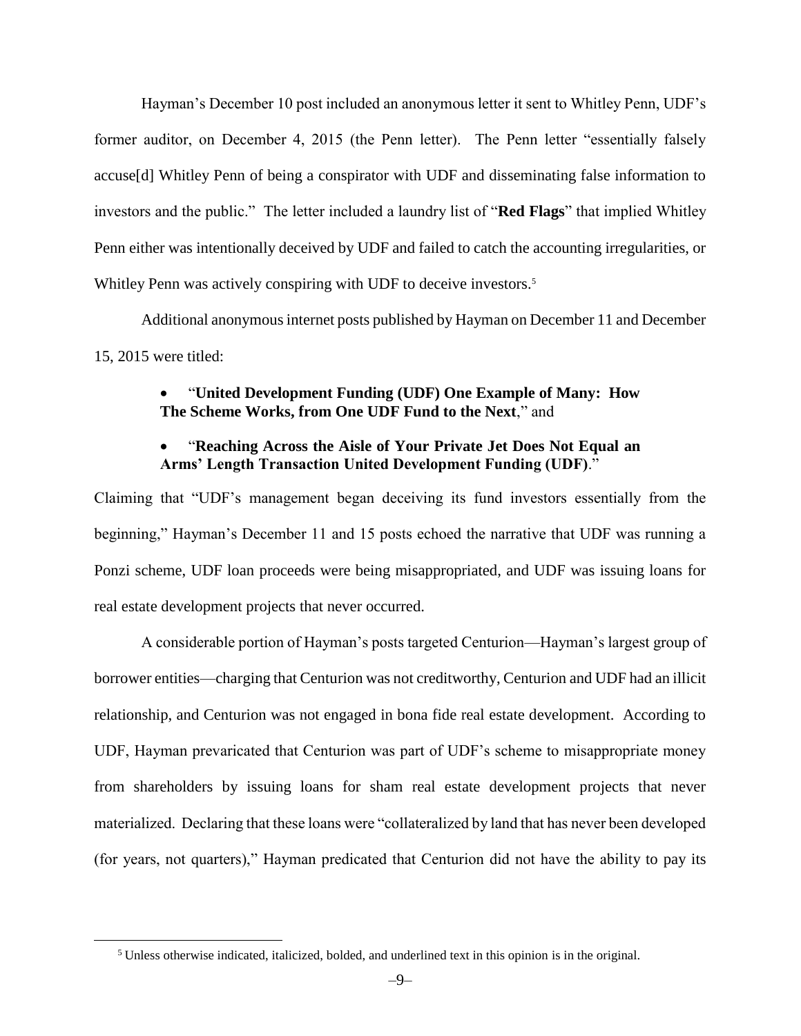Hayman's December 10 post included an anonymous letter it sent to Whitley Penn, UDF's former auditor, on December 4, 2015 (the Penn letter). The Penn letter "essentially falsely accuse[d] Whitley Penn of being a conspirator with UDF and disseminating false information to investors and the public." The letter included a laundry list of "**Red Flags**" that implied Whitley Penn either was intentionally deceived by UDF and failed to catch the accounting irregularities, or Whitley Penn was actively conspiring with UDF to deceive investors.[5]

Additional anonymous internet posts published by Hayman on December 11 and December 15, 2015 were titled:

- "**United Development Funding (UDF) One Example of Many: How The Scheme Works, from One UDF Fund to the Next**," and
- "**Reaching Across the Aisle of Your Private Jet Does Not Equal an Arms' Length Transaction United Development Funding (UDF)**."

Claiming that "UDF's management began deceiving its fund investors essentially from the beginning," Hayman's December 11 and 15 posts echoed the narrative that UDF was running a Ponzi scheme, UDF loan proceeds were being misappropriated, and UDF was issuing loans for real estate development projects that never occurred.

A considerable portion of Hayman's posts targeted Centurion—Hayman's largest group of borrower entities—charging that Centurion was not creditworthy, Centurion and UDF had an illicit relationship, and Centurion was not engaged in bona fide real estate development. According to UDF, Hayman prevaricated that Centurion was part of UDF's scheme to misappropriate money from shareholders by issuing loans for sham real estate development projects that never materialized. Declaring that these loans were "collateralized by land that has never been developed (for years, not quarters)," Hayman predicated that Centurion did not have the ability to pay its

[5] Unless otherwise indicated, italicized, bolded, and underlined text in this opinion is in the original.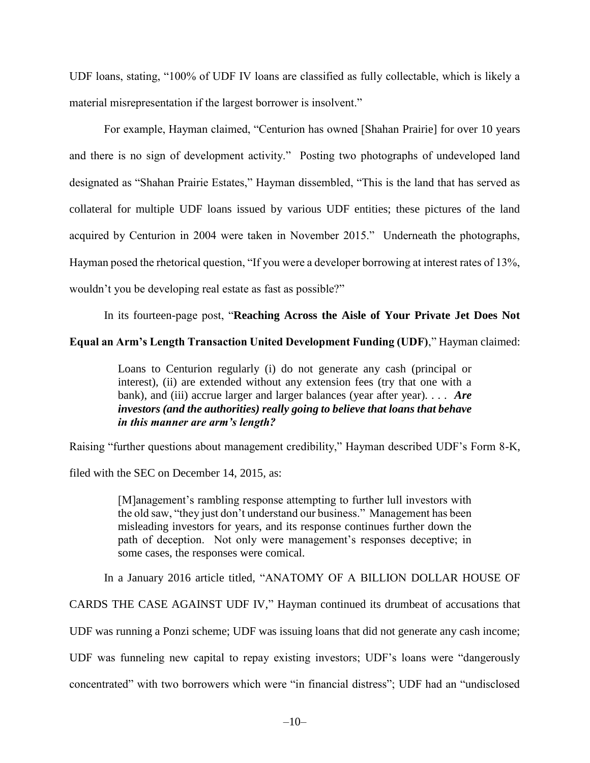UDF loans, stating, "100% of UDF IV loans are classified as fully collectable, which is likely a material misrepresentation if the largest borrower is insolvent."

For example, Hayman claimed, "Centurion has owned [Shahan Prairie] for over 10 years and there is no sign of development activity." Posting two photographs of undeveloped land designated as "Shahan Prairie Estates," Hayman dissembled, "This is the land that has served as collateral for multiple UDF loans issued by various UDF entities; these pictures of the land acquired by Centurion in 2004 were taken in November 2015." Underneath the photographs, Hayman posed the rhetorical question, "If you were a developer borrowing at interest rates of 13%, wouldn't you be developing real estate as fast as possible?"

In its fourteen-page post, "**Reaching Across the Aisle of Your Private Jet Does Not Equal an Arm's Length Transaction United Development Funding (UDF)**," Hayman claimed:

> Loans to Centurion regularly (i) do not generate any cash (principal or interest), (ii) are extended without any extension fees (try that one with a bank), and (iii) accrue larger and larger balances (year after year). . . . ***Are investors (and the authorities) really going to believe that loans that behave in this manner are arm's length?***

Raising "further questions about management credibility," Hayman described UDF's Form 8-K, filed with the SEC on December 14, 2015, as:

> [M]anagement's rambling response attempting to further lull investors with the old saw, "they just don't understand our business." Management has been misleading investors for years, and its response continues further down the path of deception. Not only were management's responses deceptive; in some cases, the responses were comical.

In a January 2016 article titled, "ANATOMY OF A BILLION DOLLAR HOUSE OF CARDS THE CASE AGAINST UDF IV," Hayman continued its drumbeat of accusations that UDF was running a Ponzi scheme; UDF was issuing loans that did not generate any cash income; UDF was funneling new capital to repay existing investors; UDF's loans were "dangerously concentrated" with two borrowers which were "in financial distress"; UDF had an "undisclosed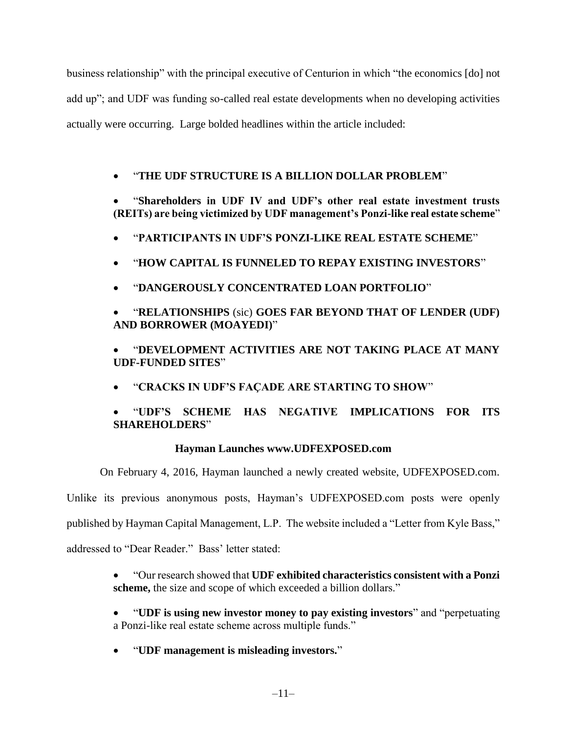business relationship" with the principal executive of Centurion in which "the economics [do] not add up"; and UDF was funding so-called real estate developments when no developing activities actually were occurring. Large bolded headlines within the article included:

- "**THE UDF STRUCTURE IS A BILLION DOLLAR PROBLEM**"
- "**Shareholders in UDF IV and UDF's other real estate investment trusts (REITs) are being victimized by UDF management's Ponzi-like real estate scheme**"
- "**PARTICIPANTS IN UDF'S PONZI-LIKE REAL ESTATE SCHEME**"
- "**HOW CAPITAL IS FUNNELED TO REPAY EXISTING INVESTORS**"
- "**DANGEROUSLY CONCENTRATED LOAN PORTFOLIO**"
- "**RELATIONSHIPS** (sic) **GOES FAR BEYOND THAT OF LENDER (UDF) AND BORROWER (MOAYEDI)**"
- "**DEVELOPMENT ACTIVITIES ARE NOT TAKING PLACE AT MANY UDF-FUNDED SITES**"
- "**CRACKS IN UDF'S FAÇADE ARE STARTING TO SHOW**"
- "**UDF'S SCHEME HAS NEGATIVE IMPLICATIONS FOR ITS SHAREHOLDERS**"

**Hayman Launches www.UDFEXPOSED.com**

On February 4, 2016, Hayman launched a newly created website, UDFEXPOSED.com. Unlike its previous anonymous posts, Hayman's UDFEXPOSED.com posts were openly published by Hayman Capital Management, L.P. The website included a "Letter from Kyle Bass," addressed to "Dear Reader." Bass' letter stated:

- "Our research showed that **UDF exhibited characteristics consistent with a Ponzi scheme,** the size and scope of which exceeded a billion dollars."
- "**UDF is using new investor money to pay existing investors**" and "perpetuating a Ponzi-like real estate scheme across multiple funds."
- "**UDF management is misleading investors.**"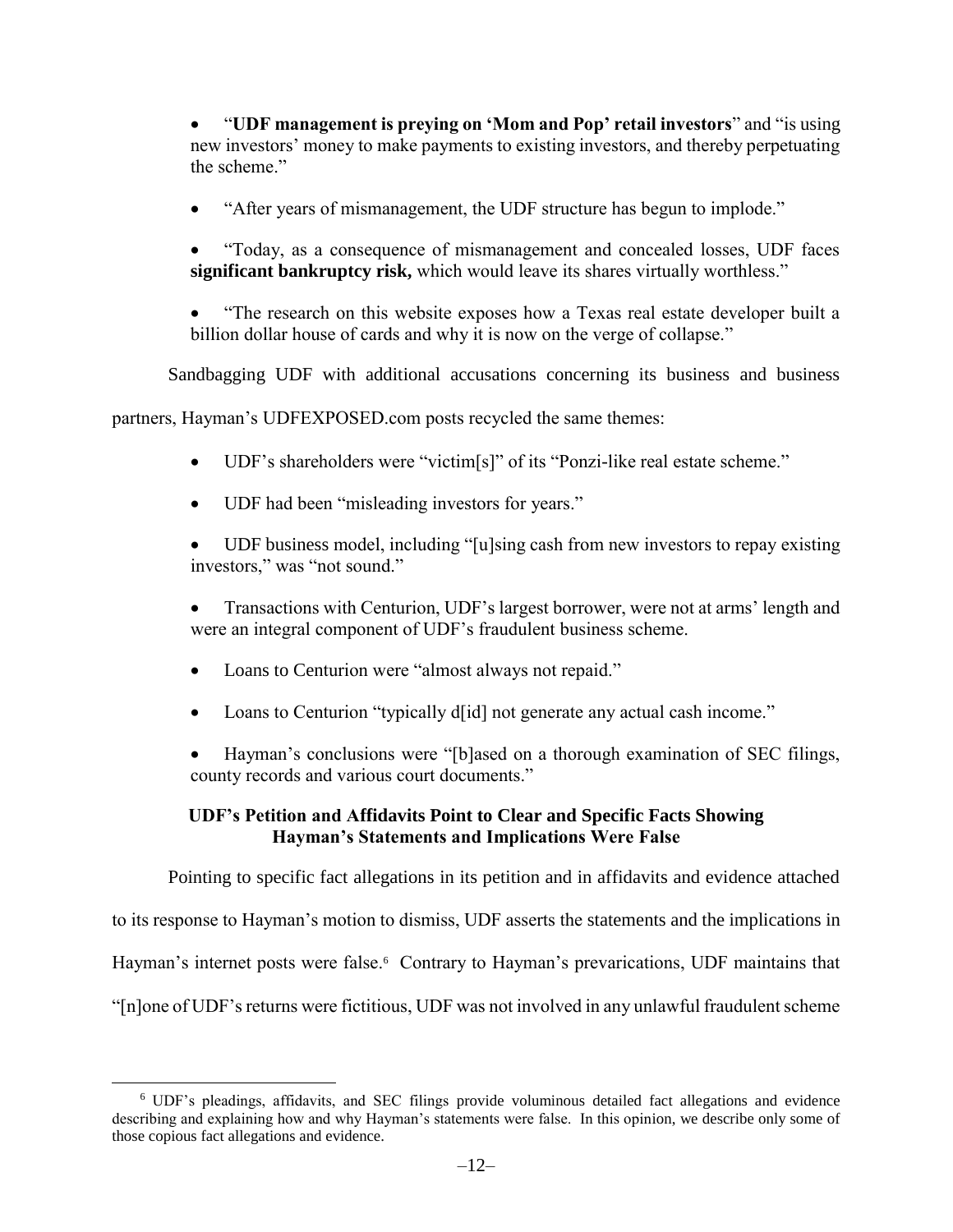- "**UDF management is preying on 'Mom and Pop' retail investors**" and "is using new investors' money to make payments to existing investors, and thereby perpetuating the scheme."

- "After years of mismanagement, the UDF structure has begun to implode."

- "Today, as a consequence of mismanagement and concealed losses, UDF faces **significant bankruptcy risk,** which would leave its shares virtually worthless."

- "The research on this website exposes how a Texas real estate developer built a billion dollar house of cards and why it is now on the verge of collapse."

Sandbagging UDF with additional accusations concerning its business and business partners, Hayman's UDFEXPOSED.com posts recycled the same themes:

- UDF's shareholders were "victim[s]" of its "Ponzi-like real estate scheme."

- UDF had been "misleading investors for years."

- UDF business model, including "[u]sing cash from new investors to repay existing investors," was "not sound."

- Transactions with Centurion, UDF's largest borrower, were not at arms' length and were an integral component of UDF's fraudulent business scheme.

- Loans to Centurion were "almost always not repaid."

- Loans to Centurion "typically d[id] not generate any actual cash income."

- Hayman's conclusions were "[b]ased on a thorough examination of SEC filings, county records and various court documents."

### UDF's Petition and Affidavits Point to Clear and Specific Facts Showing Hayman's Statements and Implications Were False

Pointing to specific fact allegations in its petition and in affidavits and evidence attached to its response to Hayman's motion to dismiss, UDF asserts the statements and the implications in Hayman's internet posts were false.[6] Contrary to Hayman's prevarications, UDF maintains that "[n]one of UDF's returns were fictitious, UDF was not involved in any unlawful fraudulent scheme

[6] UDF's pleadings, affidavits, and SEC filings provide voluminous detailed fact allegations and evidence describing and explaining how and why Hayman's statements were false. In this opinion, we describe only some of those copious fact allegations and evidence.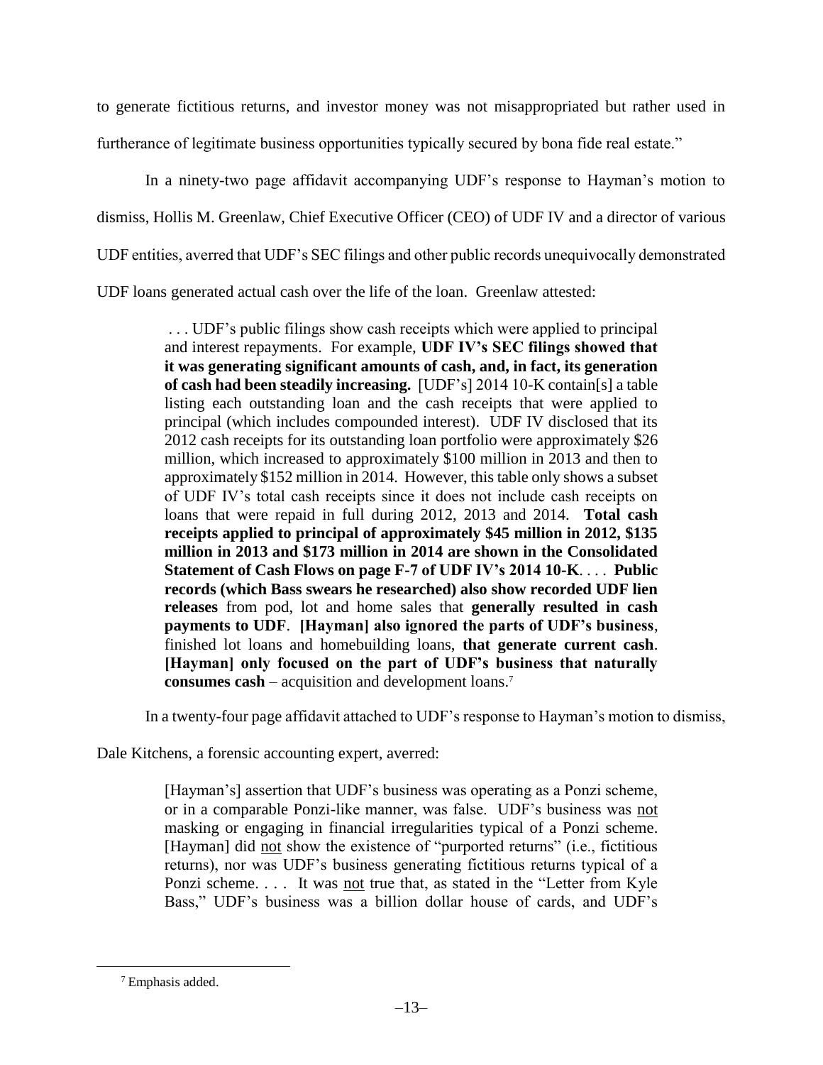to generate fictitious returns, and investor money was not misappropriated but rather used in furtherance of legitimate business opportunities typically secured by bona fide real estate."

In a ninety-two page affidavit accompanying UDF's response to Hayman's motion to dismiss, Hollis M. Greenlaw, Chief Executive Officer (CEO) of UDF IV and a director of various UDF entities, averred that UDF's SEC filings and other public records unequivocally demonstrated UDF loans generated actual cash over the life of the loan. Greenlaw attested:

> . . . UDF's public filings show cash receipts which were applied to principal and interest repayments. For example, **UDF IV's SEC filings showed that it was generating significant amounts of cash, and, in fact, its generation of cash had been steadily increasing.** [UDF's] 2014 10-K contain[s] a table listing each outstanding loan and the cash receipts that were applied to principal (which includes compounded interest). UDF IV disclosed that its 2012 cash receipts for its outstanding loan portfolio were approximately $26 million, which increased to approximately $100 million in 2013 and then to approximately $152 million in 2014. However, this table only shows a subset of UDF IV's total cash receipts since it does not include cash receipts on loans that were repaid in full during 2012, 2013 and 2014. **Total cash receipts applied to principal of approximately $45 million in 2012, $135 million in 2013 and $173 million in 2014 are shown in the Consolidated Statement of Cash Flows on page F-7 of UDF IV's 2014 10-K**. . . . **Public records (which Bass swears he researched) also show recorded UDF lien releases** from pod, lot and home sales that **generally resulted in cash payments to UDF**. **[Hayman] also ignored the parts of UDF's business**, finished lot loans and homebuilding loans, **that generate current cash**. **[Hayman] only focused on the part of UDF's business that naturally consumes cash** – acquisition and development loans.[7]

In a twenty-four page affidavit attached to UDF's response to Hayman's motion to dismiss, Dale Kitchens, a forensic accounting expert, averred:

> [Hayman's] assertion that UDF's business was operating as a Ponzi scheme, or in a comparable Ponzi-like manner, was false. UDF's business was <u>not</u> masking or engaging in financial irregularities typical of a Ponzi scheme. [Hayman] did <u>not</u> show the existence of "purported returns" (i.e., fictitious returns), nor was UDF's business generating fictitious returns typical of a Ponzi scheme. . . . It was <u>not</u> true that, as stated in the "Letter from Kyle Bass," UDF's business was a billion dollar house of cards, and UDF's

[7] Emphasis added.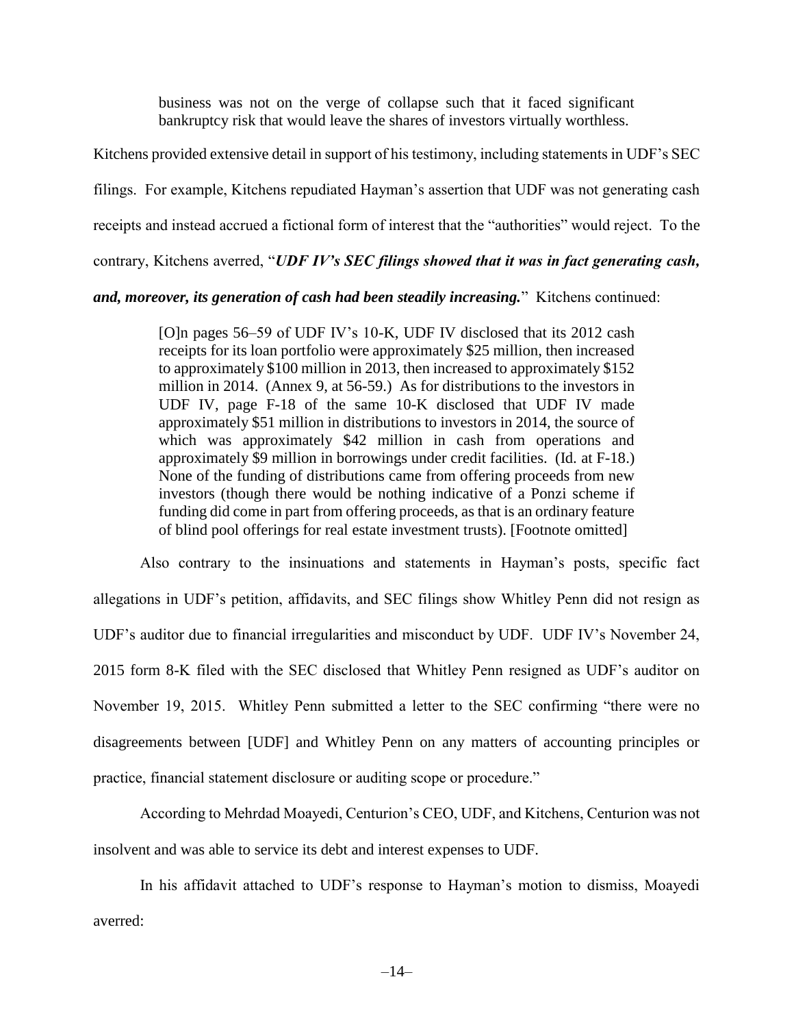> business was not on the verge of collapse such that it faced significant bankruptcy risk that would leave the shares of investors virtually worthless.

Kitchens provided extensive detail in support of his testimony, including statements in UDF's SEC filings. For example, Kitchens repudiated Hayman's assertion that UDF was not generating cash receipts and instead accrued a fictional form of interest that the "authorities" would reject. To the contrary, Kitchens averred, "***UDF IV's SEC filings showed that it was in fact generating cash, and, moreover, its generation of cash had been steadily increasing.***" Kitchens continued:

> [O]n pages 56–59 of UDF IV's 10-K, UDF IV disclosed that its 2012 cash receipts for its loan portfolio were approximately $25 million, then increased to approximately $100 million in 2013, then increased to approximately $152 million in 2014. (Annex 9, at 56-59.) As for distributions to the investors in UDF IV, page F-18 of the same 10-K disclosed that UDF IV made approximately $51 million in distributions to investors in 2014, the source of which was approximately $42 million in cash from operations and approximately $9 million in borrowings under credit facilities. (Id. at F-18.) None of the funding of distributions came from offering proceeds from new investors (though there would be nothing indicative of a Ponzi scheme if funding did come in part from offering proceeds, as that is an ordinary feature of blind pool offerings for real estate investment trusts). [Footnote omitted]

Also contrary to the insinuations and statements in Hayman's posts, specific fact allegations in UDF's petition, affidavits, and SEC filings show Whitley Penn did not resign as UDF's auditor due to financial irregularities and misconduct by UDF. UDF IV's November 24, 2015 form 8-K filed with the SEC disclosed that Whitley Penn resigned as UDF's auditor on November 19, 2015. Whitley Penn submitted a letter to the SEC confirming "there were no disagreements between [UDF] and Whitley Penn on any matters of accounting principles or practice, financial statement disclosure or auditing scope or procedure."

According to Mehrdad Moayedi, Centurion's CEO, UDF, and Kitchens, Centurion was not insolvent and was able to service its debt and interest expenses to UDF.

In his affidavit attached to UDF's response to Hayman's motion to dismiss, Moayedi averred: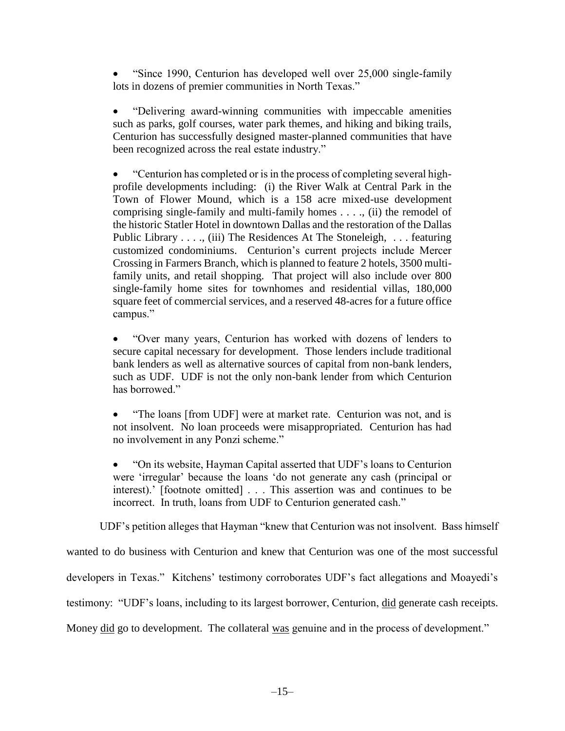- "Since 1990, Centurion has developed well over 25,000 single-family lots in dozens of premier communities in North Texas."

- "Delivering award-winning communities with impeccable amenities such as parks, golf courses, water park themes, and hiking and biking trails, Centurion has successfully designed master-planned communities that have been recognized across the real estate industry."

- "Centurion has completed or is in the process of completing several high-profile developments including: (i) the River Walk at Central Park in the Town of Flower Mound, which is a 158 acre mixed-use development comprising single-family and multi-family homes . . . ., (ii) the remodel of the historic Statler Hotel in downtown Dallas and the restoration of the Dallas Public Library . . . ., (iii) The Residences At The Stoneleigh, . . . featuring customized condominiums. Centurion's current projects include Mercer Crossing in Farmers Branch, which is planned to feature 2 hotels, 3500 multi-family units, and retail shopping. That project will also include over 800 single-family home sites for townhomes and residential villas, 180,000 square feet of commercial services, and a reserved 48-acres for a future office campus."

- "Over many years, Centurion has worked with dozens of lenders to secure capital necessary for development. Those lenders include traditional bank lenders as well as alternative sources of capital from non-bank lenders, such as UDF. UDF is not the only non-bank lender from which Centurion has borrowed."

- "The loans [from UDF] were at market rate. Centurion was not, and is not insolvent. No loan proceeds were misappropriated. Centurion has had no involvement in any Ponzi scheme."

- "On its website, Hayman Capital asserted that UDF's loans to Centurion were 'irregular' because the loans 'do not generate any cash (principal or interest).' [footnote omitted] . . . This assertion was and continues to be incorrect. In truth, loans from UDF to Centurion generated cash."

UDF's petition alleges that Hayman "knew that Centurion was not insolvent. Bass himself wanted to do business with Centurion and knew that Centurion was one of the most successful developers in Texas." Kitchens' testimony corroborates UDF's fact allegations and Moayedi's testimony: "UDF's loans, including to its largest borrower, Centurion, <u>did</u> generate cash receipts. Money <u>did</u> go to development. The collateral <u>was</u> genuine and in the process of development."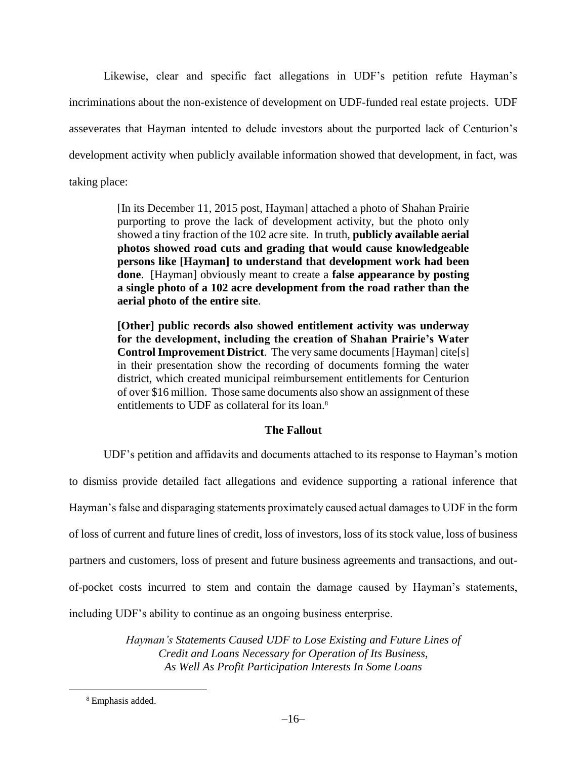Likewise, clear and specific fact allegations in UDF's petition refute Hayman's incriminations about the non-existence of development on UDF-funded real estate projects. UDF asseverates that Hayman intented to delude investors about the purported lack of Centurion's development activity when publicly available information showed that development, in fact, was taking place:

> [In its December 11, 2015 post, Hayman] attached a photo of Shahan Prairie purporting to prove the lack of development activity, but the photo only showed a tiny fraction of the 102 acre site. In truth, **publicly available aerial photos showed road cuts and grading that would cause knowledgeable persons like [Hayman] to understand that development work had been done**. [Hayman] obviously meant to create a **false appearance by posting a single photo of a 102 acre development from the road rather than the aerial photo of the entire site**.
>
> **[Other] public records also showed entitlement activity was underway for the development, including the creation of Shahan Prairie's Water Control Improvement District**. The very same documents [Hayman] cite[s] in their presentation show the recording of documents forming the water district, which created municipal reimbursement entitlements for Centurion of over $16 million. Those same documents also show an assignment of these entitlements to UDF as collateral for its loan.[8]

**The Fallout**

UDF's petition and affidavits and documents attached to its response to Hayman's motion to dismiss provide detailed fact allegations and evidence supporting a rational inference that Hayman's false and disparaging statements proximately caused actual damages to UDF in the form of loss of current and future lines of credit, loss of investors, loss of its stock value, loss of business partners and customers, loss of present and future business agreements and transactions, and out-of-pocket costs incurred to stem and contain the damage caused by Hayman's statements, including UDF's ability to continue as an ongoing business enterprise.

*Hayman's Statements Caused UDF to Lose Existing and Future Lines of Credit and Loans Necessary for Operation of Its Business, As Well As Profit Participation Interests In Some Loans*

---

[8] Emphasis added.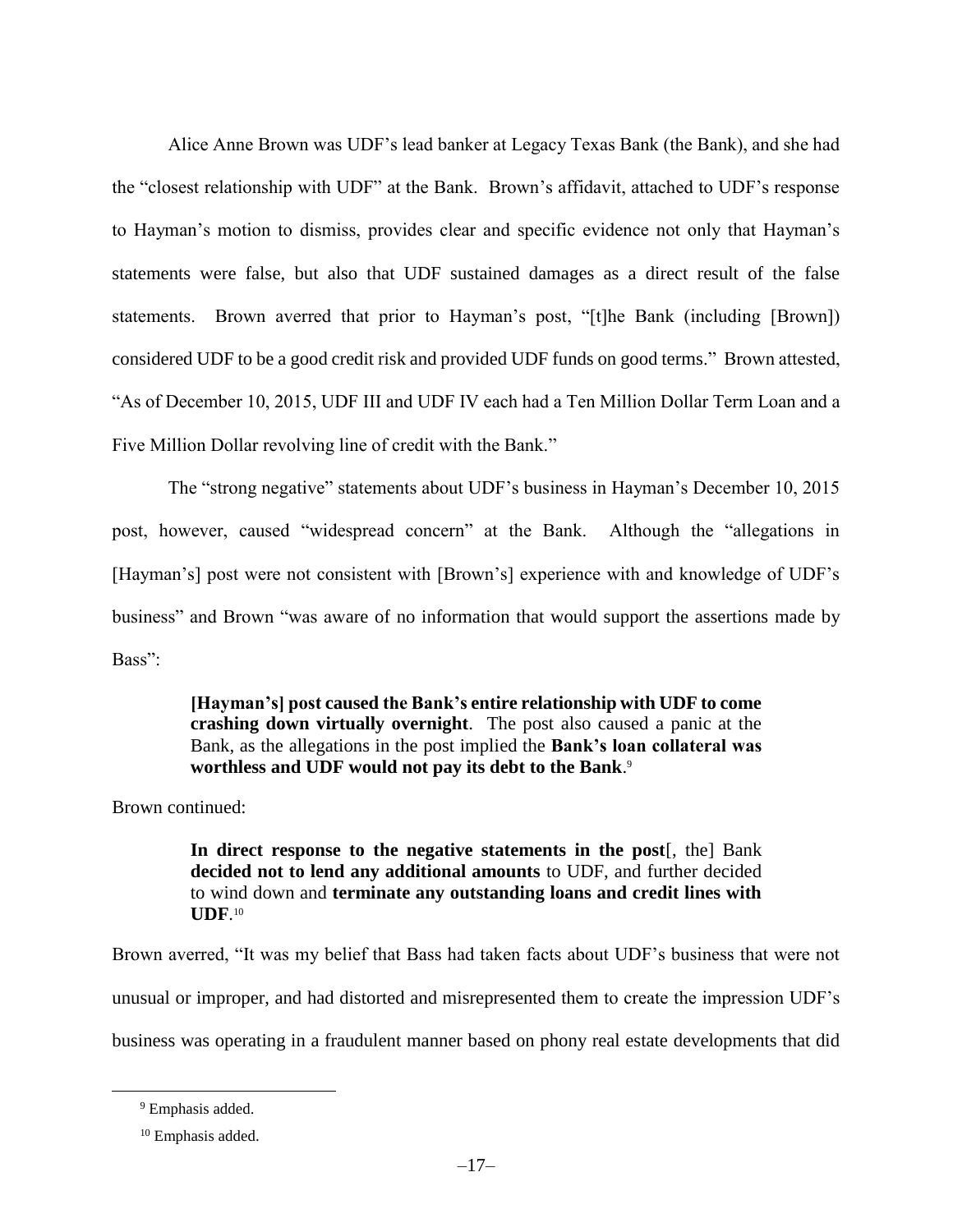Alice Anne Brown was UDF's lead banker at Legacy Texas Bank (the Bank), and she had the "closest relationship with UDF" at the Bank. Brown's affidavit, attached to UDF's response to Hayman's motion to dismiss, provides clear and specific evidence not only that Hayman's statements were false, but also that UDF sustained damages as a direct result of the false statements. Brown averred that prior to Hayman's post, "[t]he Bank (including [Brown]) considered UDF to be a good credit risk and provided UDF funds on good terms." Brown attested, "As of December 10, 2015, UDF III and UDF IV each had a Ten Million Dollar Term Loan and a Five Million Dollar revolving line of credit with the Bank."

The "strong negative" statements about UDF's business in Hayman's December 10, 2015 post, however, caused "widespread concern" at the Bank. Although the "allegations in [Hayman's] post were not consistent with [Brown's] experience with and knowledge of UDF's business" and Brown "was aware of no information that would support the assertions made by Bass":

> **[Hayman's] post caused the Bank's entire relationship with UDF to come crashing down virtually overnight**. The post also caused a panic at the Bank, as the allegations in the post implied the **Bank's loan collateral was worthless and UDF would not pay its debt to the Bank**.[9]

Brown continued:

> **In direct response to the negative statements in the post**[, the] Bank **decided not to lend any additional amounts** to UDF, and further decided to wind down and **terminate any outstanding loans and credit lines with UDF**.[10]

Brown averred, "It was my belief that Bass had taken facts about UDF's business that were not unusual or improper, and had distorted and misrepresented them to create the impression UDF's business was operating in a fraudulent manner based on phony real estate developments that did

[9] Emphasis added.

[10] Emphasis added.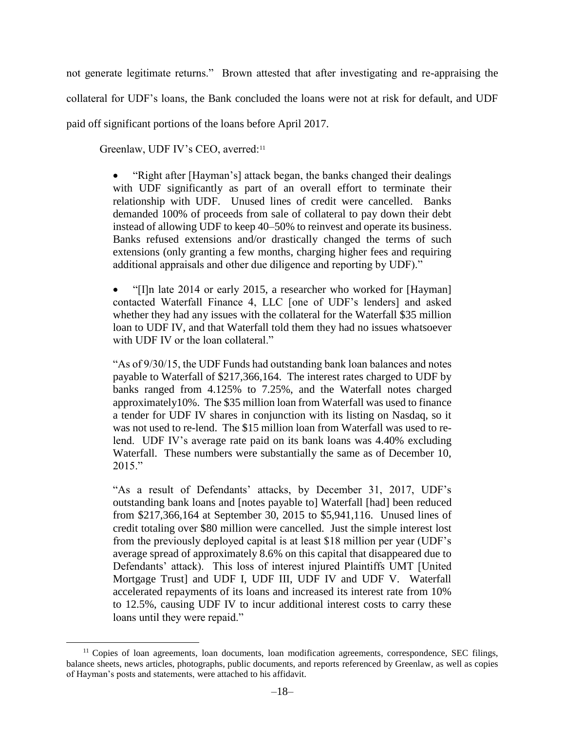not generate legitimate returns." Brown attested that after investigating and re-appraising the collateral for UDF's loans, the Bank concluded the loans were not at risk for default, and UDF paid off significant portions of the loans before April 2017.

Greenlaw, UDF IV's CEO, averred:[11]

> - "Right after [Hayman's] attack began, the banks changed their dealings with UDF significantly as part of an overall effort to terminate their relationship with UDF. Unused lines of credit were cancelled. Banks demanded 100% of proceeds from sale of collateral to pay down their debt instead of allowing UDF to keep 40–50% to reinvest and operate its business. Banks refused extensions and/or drastically changed the terms of such extensions (only granting a few months, charging higher fees and requiring additional appraisals and other due diligence and reporting by UDF)."
>
> - "[I]n late 2014 or early 2015, a researcher who worked for [Hayman] contacted Waterfall Finance 4, LLC [one of UDF's lenders] and asked whether they had any issues with the collateral for the Waterfall $35 million loan to UDF IV, and that Waterfall told them they had no issues whatsoever with UDF IV or the loan collateral."
>
> "As of 9/30/15, the UDF Funds had outstanding bank loan balances and notes payable to Waterfall of $217,366,164. The interest rates charged to UDF by banks ranged from 4.125% to 7.25%, and the Waterfall notes charged approximately10%. The $35 million loan from Waterfall was used to finance a tender for UDF IV shares in conjunction with its listing on Nasdaq, so it was not used to re-lend. The $15 million loan from Waterfall was used to re-lend. UDF IV's average rate paid on its bank loans was 4.40% excluding Waterfall. These numbers were substantially the same as of December 10, 2015."
>
> "As a result of Defendants' attacks, by December 31, 2017, UDF's outstanding bank loans and [notes payable to] Waterfall [had] been reduced from $217,366,164 at September 30, 2015 to $5,941,116. Unused lines of credit totaling over $80 million were cancelled. Just the simple interest lost from the previously deployed capital is at least $18 million per year (UDF's average spread of approximately 8.6% on this capital that disappeared due to Defendants' attack). This loss of interest injured Plaintiffs UMT [United Mortgage Trust] and UDF I, UDF III, UDF IV and UDF V. Waterfall accelerated repayments of its loans and increased its interest rate from 10% to 12.5%, causing UDF IV to incur additional interest costs to carry these loans until they were repaid."

[11] Copies of loan agreements, loan documents, loan modification agreements, correspondence, SEC filings, balance sheets, news articles, photographs, public documents, and reports referenced by Greenlaw, as well as copies of Hayman's posts and statements, were attached to his affidavit.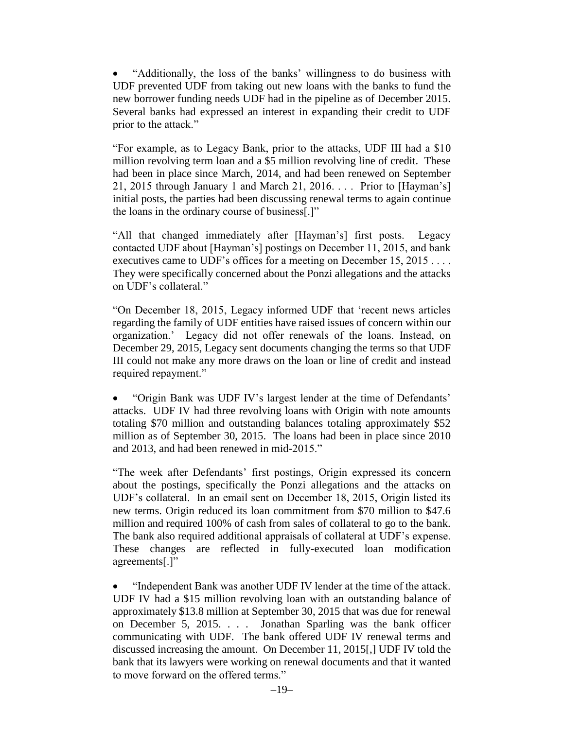- “Additionally, the loss of the banks’ willingness to do business with UDF prevented UDF from taking out new loans with the banks to fund the new borrower funding needs UDF had in the pipeline as of December 2015. Several banks had expressed an interest in expanding their credit to UDF prior to the attack.”

“For example, as to Legacy Bank, prior to the attacks, UDF III had a $10 million revolving term loan and a $5 million revolving line of credit. These had been in place since March, 2014, and had been renewed on September 21, 2015 through January 1 and March 21, 2016. . . . Prior to [Hayman’s] initial posts, the parties had been discussing renewal terms to again continue the loans in the ordinary course of business[.]”

“All that changed immediately after [Hayman’s] first posts. Legacy contacted UDF about [Hayman’s] postings on December 11, 2015, and bank executives came to UDF’s offices for a meeting on December 15, 2015 . . . . They were specifically concerned about the Ponzi allegations and the attacks on UDF’s collateral.”

“On December 18, 2015, Legacy informed UDF that ‘recent news articles regarding the family of UDF entities have raised issues of concern within our organization.’ Legacy did not offer renewals of the loans. Instead, on December 29, 2015, Legacy sent documents changing the terms so that UDF III could not make any more draws on the loan or line of credit and instead required repayment.”

- “Origin Bank was UDF IV’s largest lender at the time of Defendants’ attacks. UDF IV had three revolving loans with Origin with note amounts totaling $70 million and outstanding balances totaling approximately $52 million as of September 30, 2015. The loans had been in place since 2010 and 2013, and had been renewed in mid-2015.”

“The week after Defendants’ first postings, Origin expressed its concern about the postings, specifically the Ponzi allegations and the attacks on UDF’s collateral. In an email sent on December 18, 2015, Origin listed its new terms. Origin reduced its loan commitment from $70 million to $47.6 million and required 100% of cash from sales of collateral to go to the bank. The bank also required additional appraisals of collateral at UDF’s expense. These changes are reflected in fully-executed loan modification agreements[.]”

- “Independent Bank was another UDF IV lender at the time of the attack. UDF IV had a $15 million revolving loan with an outstanding balance of approximately $13.8 million at September 30, 2015 that was due for renewal on December 5, 2015. . . . Jonathan Sparling was the bank officer communicating with UDF. The bank offered UDF IV renewal terms and discussed increasing the amount. On December 11, 2015[,] UDF IV told the bank that its lawyers were working on renewal documents and that it wanted to move forward on the offered terms.”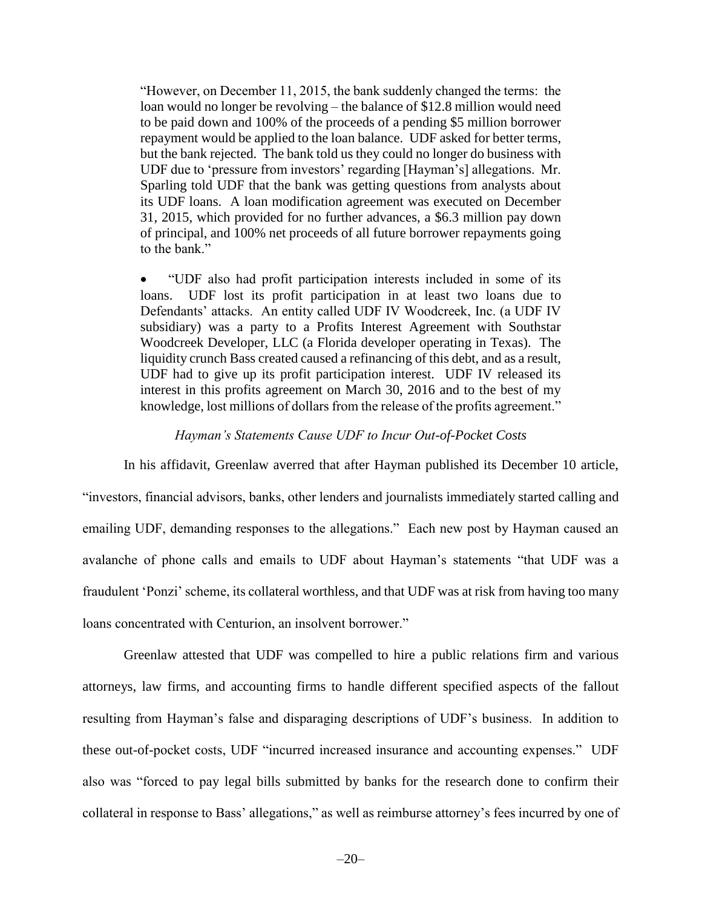> "However, on December 11, 2015, the bank suddenly changed the terms: the loan would no longer be revolving – the balance of $12.8 million would need to be paid down and 100% of the proceeds of a pending $5 million borrower repayment would be applied to the loan balance. UDF asked for better terms, but the bank rejected. The bank told us they could no longer do business with UDF due to 'pressure from investors' regarding [Hayman's] allegations. Mr. Sparling told UDF that the bank was getting questions from analysts about its UDF loans. A loan modification agreement was executed on December 31, 2015, which provided for no further advances, a $6.3 million pay down of principal, and 100% net proceeds of all future borrower repayments going to the bank."
>
> - "UDF also had profit participation interests included in some of its loans. UDF lost its profit participation in at least two loans due to Defendants' attacks. An entity called UDF IV Woodcreek, Inc. (a UDF IV subsidiary) was a party to a Profits Interest Agreement with Southstar Woodcreek Developer, LLC (a Florida developer operating in Texas). The liquidity crunch Bass created caused a refinancing of this debt, and as a result, UDF had to give up its profit participation interest. UDF IV released its interest in this profits agreement on March 30, 2016 and to the best of my knowledge, lost millions of dollars from the release of the profits agreement."

*Hayman's Statements Cause UDF to Incur Out-of-Pocket Costs*

In his affidavit, Greenlaw averred that after Hayman published its December 10 article, "investors, financial advisors, banks, other lenders and journalists immediately started calling and emailing UDF, demanding responses to the allegations." Each new post by Hayman caused an avalanche of phone calls and emails to UDF about Hayman's statements "that UDF was a fraudulent 'Ponzi' scheme, its collateral worthless, and that UDF was at risk from having too many loans concentrated with Centurion, an insolvent borrower."

Greenlaw attested that UDF was compelled to hire a public relations firm and various attorneys, law firms, and accounting firms to handle different specified aspects of the fallout resulting from Hayman's false and disparaging descriptions of UDF's business. In addition to these out-of-pocket costs, UDF "incurred increased insurance and accounting expenses." UDF also was "forced to pay legal bills submitted by banks for the research done to confirm their collateral in response to Bass' allegations," as well as reimburse attorney's fees incurred by one of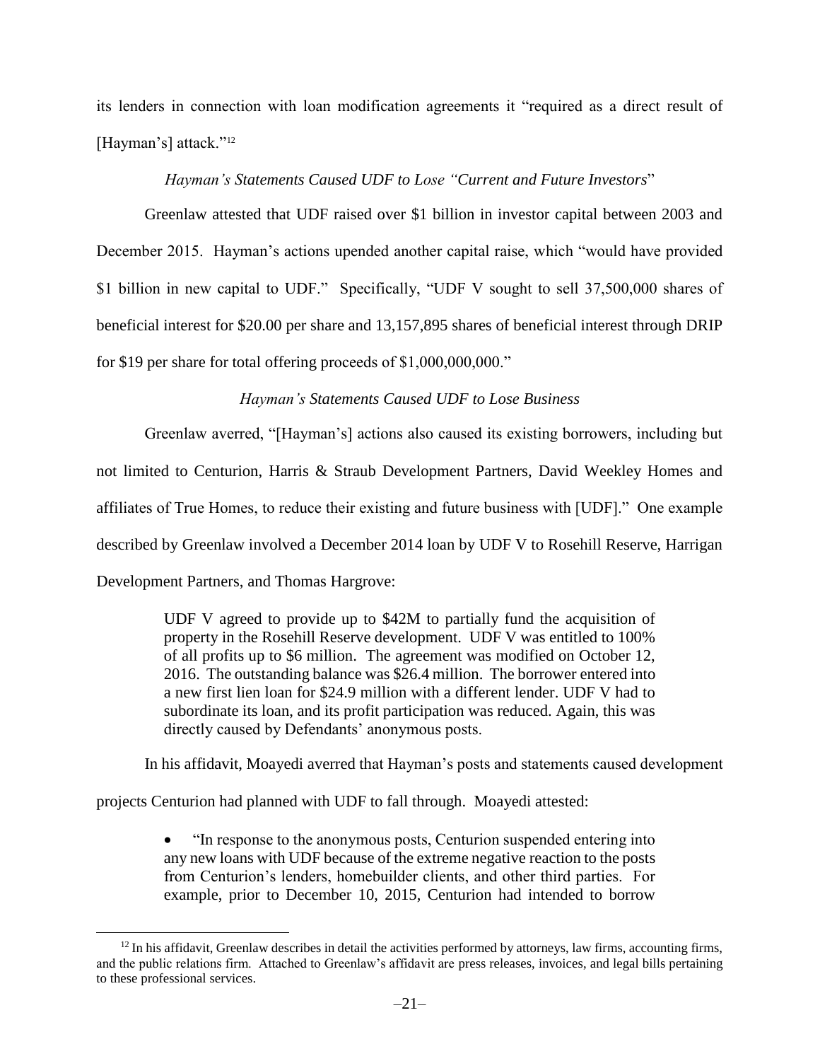its lenders in connection with loan modification agreements it "required as a direct result of [Hayman's] attack."[12]

*Hayman's Statements Caused UDF to Lose "Current and Future Investors*"

Greenlaw attested that UDF raised over $1 billion in investor capital between 2003 and December 2015. Hayman's actions upended another capital raise, which "would have provided $1 billion in new capital to UDF." Specifically, "UDF V sought to sell 37,500,000 shares of beneficial interest for $20.00 per share and 13,157,895 shares of beneficial interest through DRIP for $19 per share for total offering proceeds of $1,000,000,000."

*Hayman's Statements Caused UDF to Lose Business*

Greenlaw averred, "[Hayman's] actions also caused its existing borrowers, including but not limited to Centurion, Harris & Straub Development Partners, David Weekley Homes and affiliates of True Homes, to reduce their existing and future business with [UDF]." One example described by Greenlaw involved a December 2014 loan by UDF V to Rosehill Reserve, Harrigan Development Partners, and Thomas Hargrove:

> UDF V agreed to provide up to $42M to partially fund the acquisition of property in the Rosehill Reserve development. UDF V was entitled to 100% of all profits up to $6 million. The agreement was modified on October 12, 2016. The outstanding balance was $26.4 million. The borrower entered into a new first lien loan for $24.9 million with a different lender. UDF V had to subordinate its loan, and its profit participation was reduced. Again, this was directly caused by Defendants' anonymous posts.

In his affidavit, Moayedi averred that Hayman's posts and statements caused development projects Centurion had planned with UDF to fall through. Moayedi attested:

> - "In response to the anonymous posts, Centurion suspended entering into any new loans with UDF because of the extreme negative reaction to the posts from Centurion's lenders, homebuilder clients, and other third parties. For example, prior to December 10, 2015, Centurion had intended to borrow

[12] In his affidavit, Greenlaw describes in detail the activities performed by attorneys, law firms, accounting firms, and the public relations firm. Attached to Greenlaw's affidavit are press releases, invoices, and legal bills pertaining to these professional services.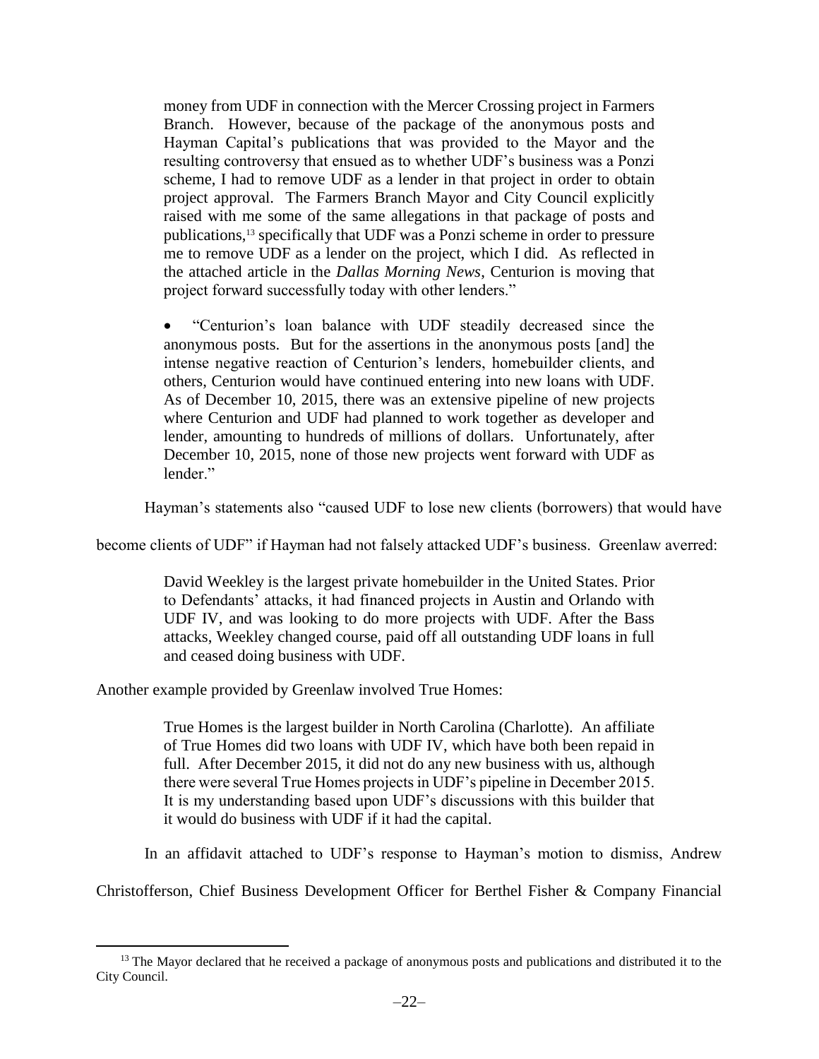> money from UDF in connection with the Mercer Crossing project in Farmers Branch. However, because of the package of the anonymous posts and Hayman Capital's publications that was provided to the Mayor and the resulting controversy that ensued as to whether UDF's business was a Ponzi scheme, I had to remove UDF as a lender in that project in order to obtain project approval. The Farmers Branch Mayor and City Council explicitly raised with me some of the same allegations in that package of posts and publications,[13] specifically that UDF was a Ponzi scheme in order to pressure me to remove UDF as a lender on the project, which I did. As reflected in the attached article in the *Dallas Morning News*, Centurion is moving that project forward successfully today with other lenders."
>
> - "Centurion's loan balance with UDF steadily decreased since the anonymous posts. But for the assertions in the anonymous posts [and] the intense negative reaction of Centurion's lenders, homebuilder clients, and others, Centurion would have continued entering into new loans with UDF. As of December 10, 2015, there was an extensive pipeline of new projects where Centurion and UDF had planned to work together as developer and lender, amounting to hundreds of millions of dollars. Unfortunately, after December 10, 2015, none of those new projects went forward with UDF as lender."

Hayman's statements also "caused UDF to lose new clients (borrowers) that would have become clients of UDF" if Hayman had not falsely attacked UDF's business. Greenlaw averred:

> David Weekley is the largest private homebuilder in the United States. Prior to Defendants' attacks, it had financed projects in Austin and Orlando with UDF IV, and was looking to do more projects with UDF. After the Bass attacks, Weekley changed course, paid off all outstanding UDF loans in full and ceased doing business with UDF.

Another example provided by Greenlaw involved True Homes:

> True Homes is the largest builder in North Carolina (Charlotte). An affiliate of True Homes did two loans with UDF IV, which have both been repaid in full. After December 2015, it did not do any new business with us, although there were several True Homes projects in UDF's pipeline in December 2015. It is my understanding based upon UDF's discussions with this builder that it would do business with UDF if it had the capital.

In an affidavit attached to UDF's response to Hayman's motion to dismiss, Andrew Christofferson, Chief Business Development Officer for Berthel Fisher & Company Financial

---

[13] The Mayor declared that he received a package of anonymous posts and publications and distributed it to the City Council.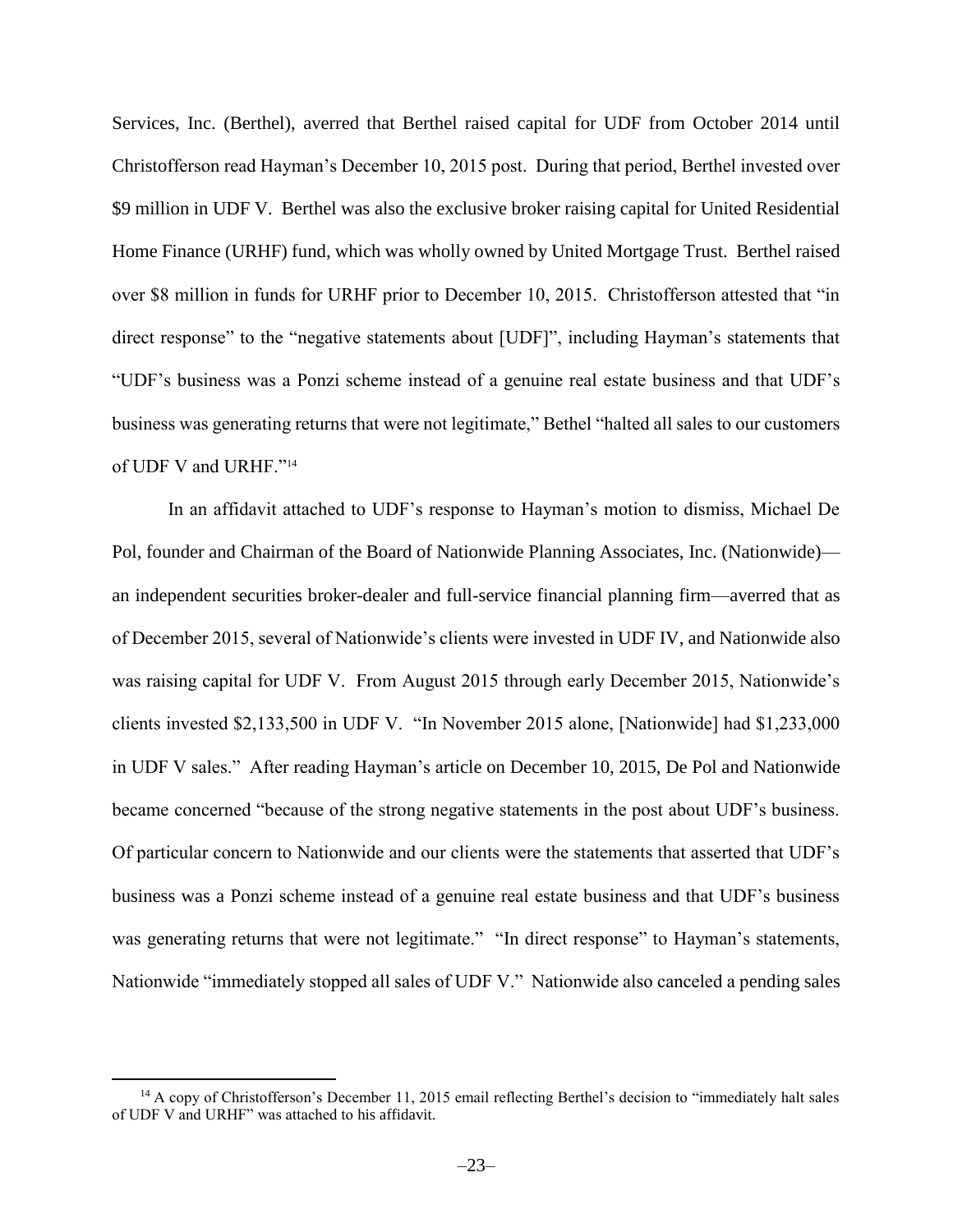Services, Inc. (Berthel), averred that Berthel raised capital for UDF from October 2014 until Christofferson read Hayman's December 10, 2015 post. During that period, Berthel invested over \$9 million in UDF V. Berthel was also the exclusive broker raising capital for United Residential Home Finance (URHF) fund, which was wholly owned by United Mortgage Trust. Berthel raised over \$8 million in funds for URHF prior to December 10, 2015. Christofferson attested that "in direct response" to the "negative statements about [UDF]", including Hayman's statements that "UDF's business was a Ponzi scheme instead of a genuine real estate business and that UDF's business was generating returns that were not legitimate," Bethel "halted all sales to our customers of UDF V and URHF."[14]

In an affidavit attached to UDF's response to Hayman's motion to dismiss, Michael De Pol, founder and Chairman of the Board of Nationwide Planning Associates, Inc. (Nationwide)—an independent securities broker-dealer and full-service financial planning firm—averred that as of December 2015, several of Nationwide's clients were invested in UDF IV, and Nationwide also was raising capital for UDF V. From August 2015 through early December 2015, Nationwide's clients invested \$2,133,500 in UDF V. "In November 2015 alone, [Nationwide] had \$1,233,000 in UDF V sales." After reading Hayman's article on December 10, 2015, De Pol and Nationwide became concerned "because of the strong negative statements in the post about UDF's business. Of particular concern to Nationwide and our clients were the statements that asserted that UDF's business was a Ponzi scheme instead of a genuine real estate business and that UDF's business was generating returns that were not legitimate." "In direct response" to Hayman's statements, Nationwide "immediately stopped all sales of UDF V." Nationwide also canceled a pending sales

[14] A copy of Christofferson's December 11, 2015 email reflecting Berthel's decision to "immediately halt sales of UDF V and URHF" was attached to his affidavit.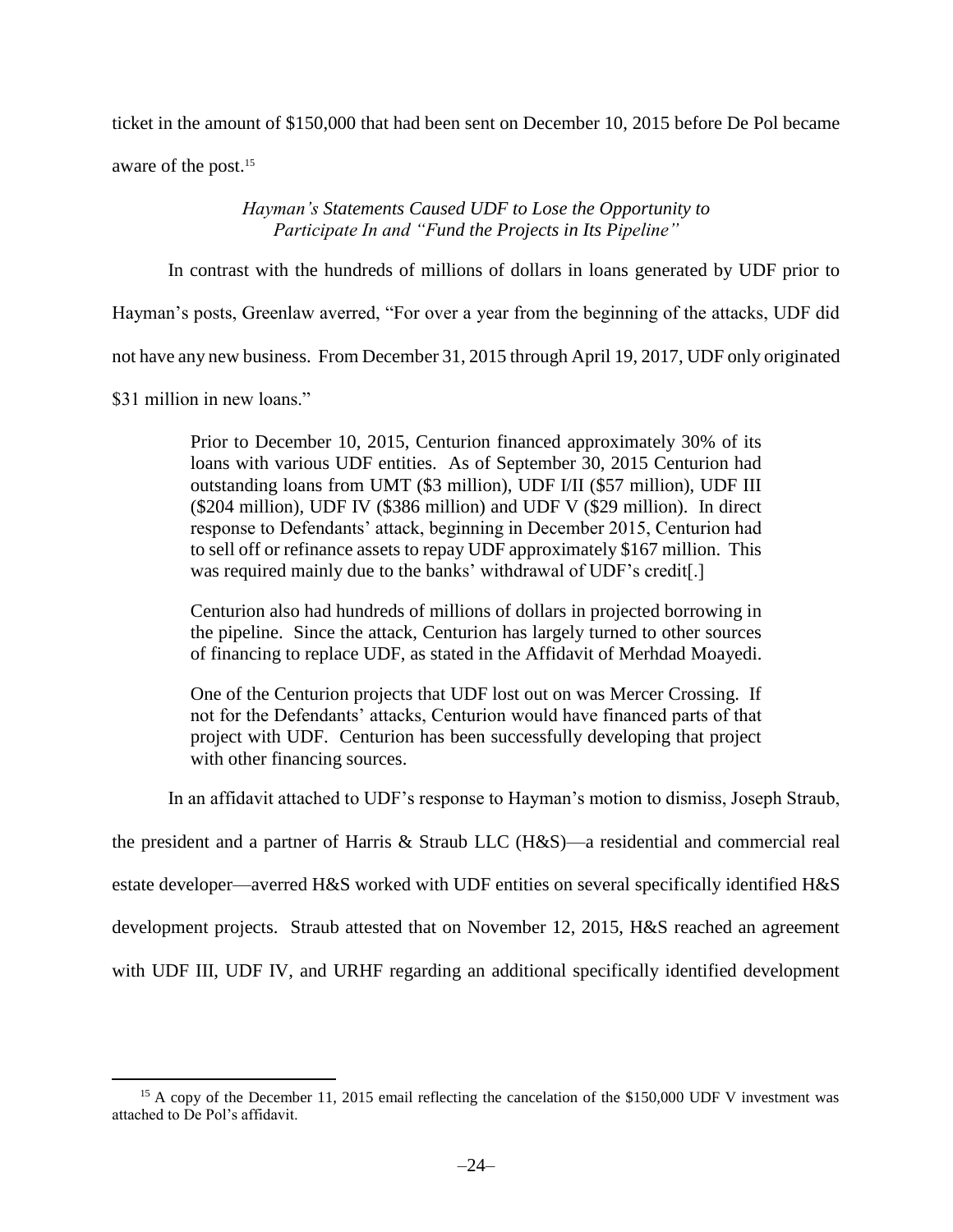ticket in the amount of $150,000 that had been sent on December 10, 2015 before De Pol became aware of the post.[15]

*Hayman's Statements Caused UDF to Lose the Opportunity to Participate In and "Fund the Projects in Its Pipeline"*

In contrast with the hundreds of millions of dollars in loans generated by UDF prior to Hayman's posts, Greenlaw averred, "For over a year from the beginning of the attacks, UDF did not have any new business. From December 31, 2015 through April 19, 2017, UDF only originated $31 million in new loans."

> Prior to December 10, 2015, Centurion financed approximately 30% of its loans with various UDF entities. As of September 30, 2015 Centurion had outstanding loans from UMT ($3 million), UDF I/II ($57 million), UDF III ($204 million), UDF IV ($386 million) and UDF V ($29 million). In direct response to Defendants' attack, beginning in December 2015, Centurion had to sell off or refinance assets to repay UDF approximately $167 million. This was required mainly due to the banks' withdrawal of UDF's credit[.]
>
> Centurion also had hundreds of millions of dollars in projected borrowing in the pipeline. Since the attack, Centurion has largely turned to other sources of financing to replace UDF, as stated in the Affidavit of Merhdad Moayedi.
>
> One of the Centurion projects that UDF lost out on was Mercer Crossing. If not for the Defendants' attacks, Centurion would have financed parts of that project with UDF. Centurion has been successfully developing that project with other financing sources.

In an affidavit attached to UDF's response to Hayman's motion to dismiss, Joseph Straub, the president and a partner of Harris & Straub LLC (H&S)—a residential and commercial real estate developer—averred H&S worked with UDF entities on several specifically identified H&S development projects. Straub attested that on November 12, 2015, H&S reached an agreement with UDF III, UDF IV, and URHF regarding an additional specifically identified development

[15] A copy of the December 11, 2015 email reflecting the cancelation of the $150,000 UDF V investment was attached to De Pol's affidavit.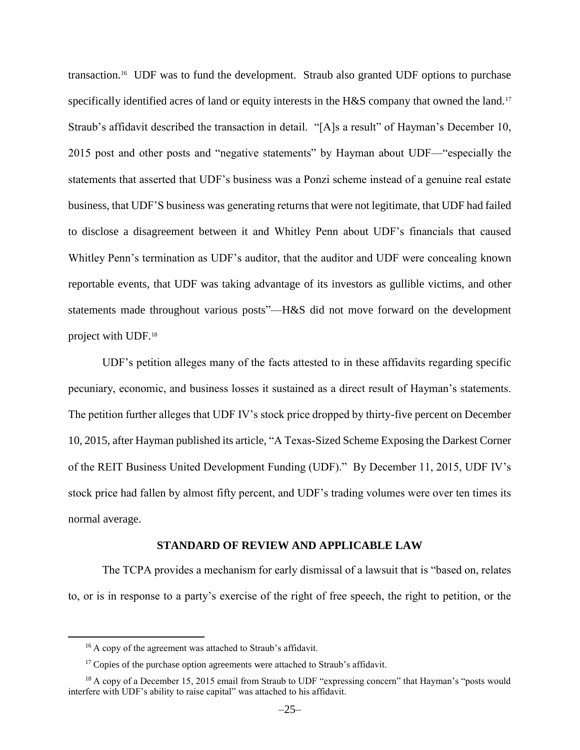transaction.[16] UDF was to fund the development. Straub also granted UDF options to purchase specifically identified acres of land or equity interests in the H&S company that owned the land.[17] Straub's affidavit described the transaction in detail. "[A]s a result" of Hayman's December 10, 2015 post and other posts and "negative statements" by Hayman about UDF—"especially the statements that asserted that UDF's business was a Ponzi scheme instead of a genuine real estate business, that UDF'S business was generating returns that were not legitimate, that UDF had failed to disclose a disagreement between it and Whitley Penn about UDF's financials that caused Whitley Penn's termination as UDF's auditor, that the auditor and UDF were concealing known reportable events, that UDF was taking advantage of its investors as gullible victims, and other statements made throughout various posts"—H&S did not move forward on the development project with UDF.[18]

UDF's petition alleges many of the facts attested to in these affidavits regarding specific pecuniary, economic, and business losses it sustained as a direct result of Hayman's statements. The petition further alleges that UDF IV's stock price dropped by thirty-five percent on December 10, 2015, after Hayman published its article, "A Texas-Sized Scheme Exposing the Darkest Corner of the REIT Business United Development Funding (UDF)." By December 11, 2015, UDF IV's stock price had fallen by almost fifty percent, and UDF's trading volumes were over ten times its normal average.

## STANDARD OF REVIEW AND APPLICABLE LAW

The TCPA provides a mechanism for early dismissal of a lawsuit that is "based on, relates to, or is in response to a party's exercise of the right of free speech, the right to petition, or the

---

[16] A copy of the agreement was attached to Straub's affidavit.

[17] Copies of the purchase option agreements were attached to Straub's affidavit.

[18] A copy of a December 15, 2015 email from Straub to UDF "expressing concern" that Hayman's "posts would interfere with UDF's ability to raise capital" was attached to his affidavit.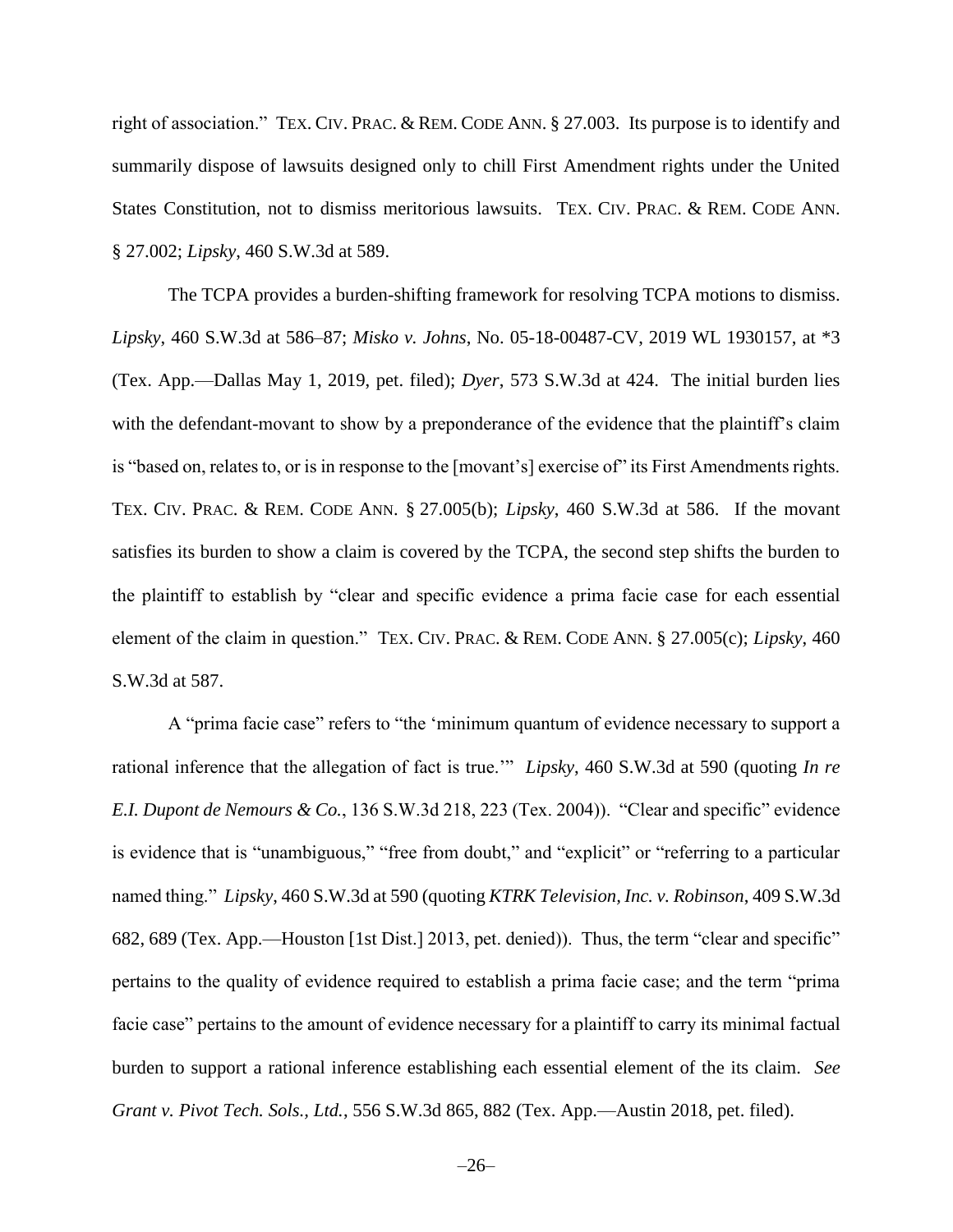right of association." TEX. CIV. PRAC. & REM. CODE ANN. § 27.003. Its purpose is to identify and summarily dispose of lawsuits designed only to chill First Amendment rights under the United States Constitution, not to dismiss meritorious lawsuits. TEX. CIV. PRAC. & REM. CODE ANN. § 27.002; *Lipsky*, 460 S.W.3d at 589.

The TCPA provides a burden-shifting framework for resolving TCPA motions to dismiss. *Lipsky*, 460 S.W.3d at 586–87; *Misko v. Johns*, No. 05-18-00487-CV, 2019 WL 1930157, at *3 (Tex. App.—Dallas May 1, 2019, pet. filed); *Dyer*, 573 S.W.3d at 424. The initial burden lies with the defendant-movant to show by a preponderance of the evidence that the plaintiff's claim is "based on, relates to, or is in response to the [movant's] exercise of" its First Amendments rights. TEX. CIV. PRAC. & REM. CODE ANN. § 27.005(b); *Lipsky*, 460 S.W.3d at 586. If the movant satisfies its burden to show a claim is covered by the TCPA, the second step shifts the burden to the plaintiff to establish by "clear and specific evidence a prima facie case for each essential element of the claim in question." TEX. CIV. PRAC. & REM. CODE ANN. § 27.005(c); *Lipsky*, 460 S.W.3d at 587.

A "prima facie case" refers to "the 'minimum quantum of evidence necessary to support a rational inference that the allegation of fact is true.'" *Lipsky*, 460 S.W.3d at 590 (quoting *In re E.I. Dupont de Nemours & Co.*, 136 S.W.3d 218, 223 (Tex. 2004)). "Clear and specific" evidence is evidence that is "unambiguous," "free from doubt," and "explicit" or "referring to a particular named thing." *Lipsky*, 460 S.W.3d at 590 (quoting *KTRK Television, Inc. v. Robinson*, 409 S.W.3d 682, 689 (Tex. App.—Houston [1st Dist.] 2013, pet. denied)). Thus, the term "clear and specific" pertains to the quality of evidence required to establish a prima facie case; and the term "prima facie case" pertains to the amount of evidence necessary for a plaintiff to carry its minimal factual burden to support a rational inference establishing each essential element of the its claim. *See Grant v. Pivot Tech. Sols., Ltd.*, 556 S.W.3d 865, 882 (Tex. App.—Austin 2018, pet. filed).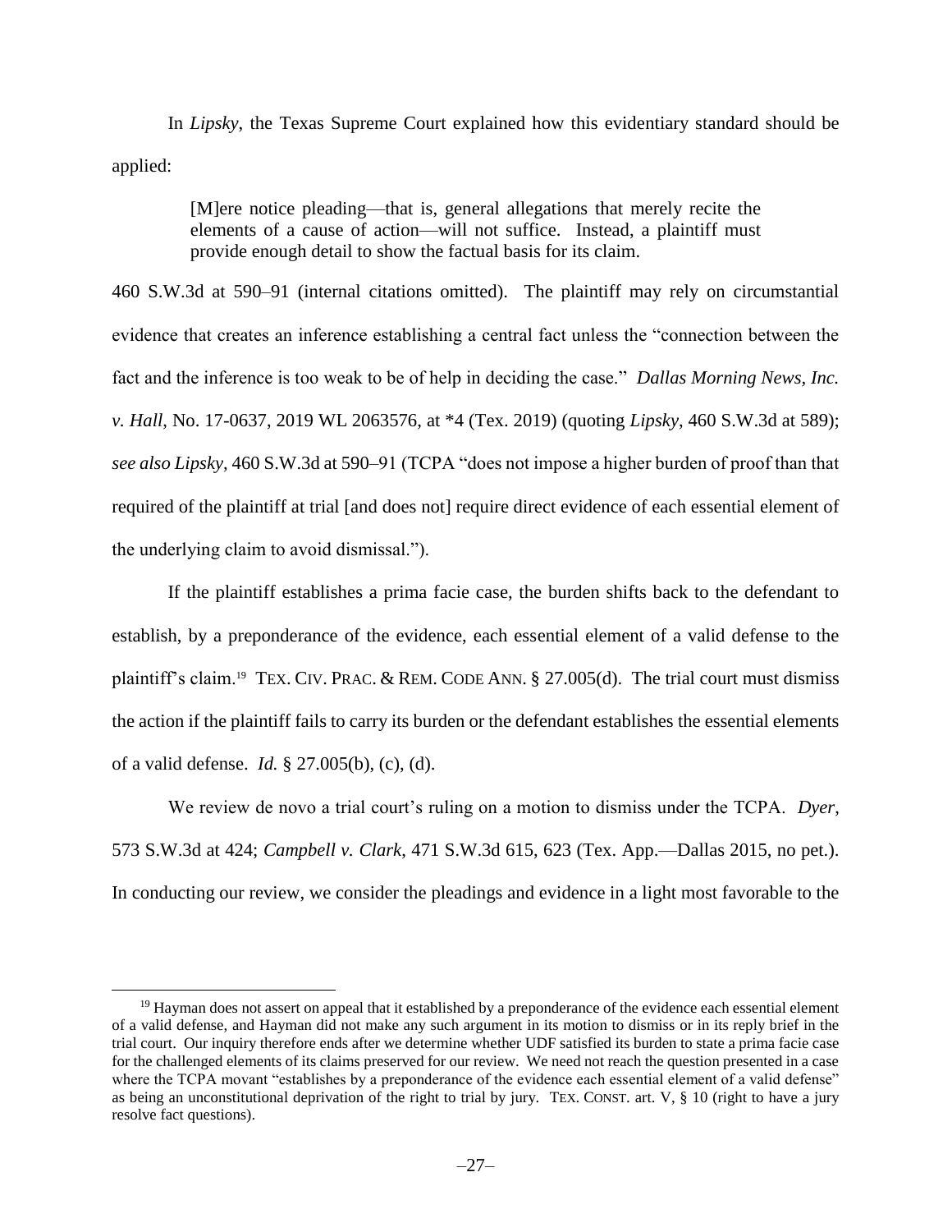In *Lipsky*, the Texas Supreme Court explained how this evidentiary standard should be applied:

> [M]ere notice pleading—that is, general allegations that merely recite the elements of a cause of action—will not suffice. Instead, a plaintiff must provide enough detail to show the factual basis for its claim.

460 S.W.3d at 590–91 (internal citations omitted). The plaintiff may rely on circumstantial evidence that creates an inference establishing a central fact unless the "connection between the fact and the inference is too weak to be of help in deciding the case." *Dallas Morning News, Inc. v. Hall*, No. 17-0637, 2019 WL 2063576, at *4 (Tex. 2019) (quoting *Lipsky*, 460 S.W.3d at 589); *see also Lipsky*, 460 S.W.3d at 590–91 (TCPA "does not impose a higher burden of proof than that required of the plaintiff at trial [and does not] require direct evidence of each essential element of the underlying claim to avoid dismissal.").

If the plaintiff establishes a prima facie case, the burden shifts back to the defendant to establish, by a preponderance of the evidence, each essential element of a valid defense to the plaintiff's claim.[19] TEX. CIV. PRAC. & REM. CODE ANN. § 27.005(d). The trial court must dismiss the action if the plaintiff fails to carry its burden or the defendant establishes the essential elements of a valid defense. *Id.* § 27.005(b), (c), (d).

We review de novo a trial court's ruling on a motion to dismiss under the TCPA. *Dyer*, 573 S.W.3d at 424; *Campbell v. Clark*, 471 S.W.3d 615, 623 (Tex. App.—Dallas 2015, no pet.). In conducting our review, we consider the pleadings and evidence in a light most favorable to the

---

[19] Hayman does not assert on appeal that it established by a preponderance of the evidence each essential element of a valid defense, and Hayman did not make any such argument in its motion to dismiss or in its reply brief in the trial court. Our inquiry therefore ends after we determine whether UDF satisfied its burden to state a prima facie case for the challenged elements of its claims preserved for our review. We need not reach the question presented in a case where the TCPA movant "establishes by a preponderance of the evidence each essential element of a valid defense" as being an unconstitutional deprivation of the right to trial by jury. TEX. CONST. art. V, § 10 (right to have a jury resolve fact questions).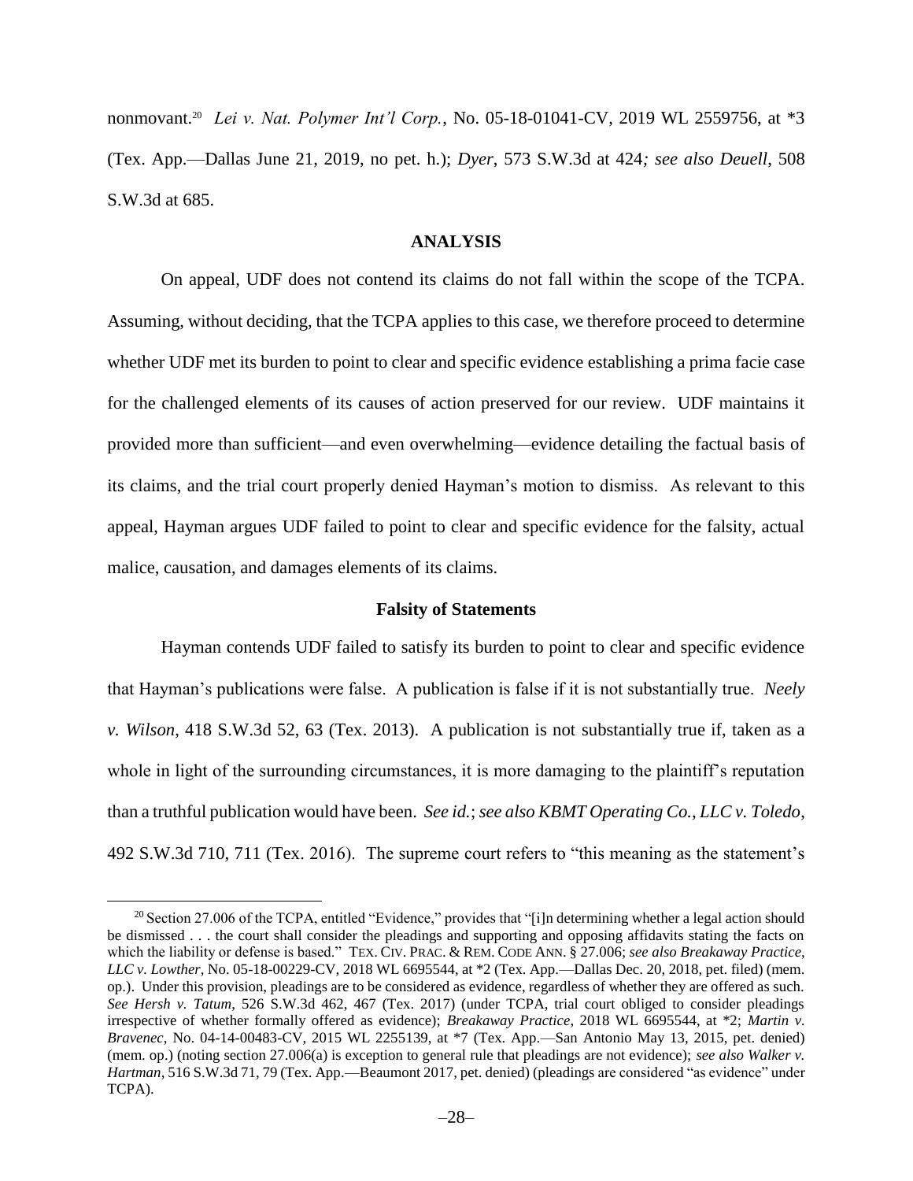nonmovant.[20] *Lei v. Nat. Polymer Int'l Corp.*, No. 05-18-01041-CV, 2019 WL 2559756, at *3 (Tex. App.—Dallas June 21, 2019, no pet. h.); *Dyer*, 573 S.W.3d at 424*; see also Deuell*, 508 S.W.3d at 685.

## ANALYSIS

On appeal, UDF does not contend its claims do not fall within the scope of the TCPA. Assuming, without deciding, that the TCPA applies to this case, we therefore proceed to determine whether UDF met its burden to point to clear and specific evidence establishing a prima facie case for the challenged elements of its causes of action preserved for our review. UDF maintains it provided more than sufficient—and even overwhelming—evidence detailing the factual basis of its claims, and the trial court properly denied Hayman's motion to dismiss. As relevant to this appeal, Hayman argues UDF failed to point to clear and specific evidence for the falsity, actual malice, causation, and damages elements of its claims.

### Falsity of Statements

Hayman contends UDF failed to satisfy its burden to point to clear and specific evidence that Hayman's publications were false. A publication is false if it is not substantially true. *Neely v. Wilson*, 418 S.W.3d 52, 63 (Tex. 2013). A publication is not substantially true if, taken as a whole in light of the surrounding circumstances, it is more damaging to the plaintiff's reputation than a truthful publication would have been. *See id.*; *see also KBMT Operating Co., LLC v. Toledo*, 492 S.W.3d 710, 711 (Tex. 2016). The supreme court refers to "this meaning as the statement's

---

[20] Section 27.006 of the TCPA, entitled "Evidence," provides that "[i]n determining whether a legal action should be dismissed . . . the court shall consider the pleadings and supporting and opposing affidavits stating the facts on which the liability or defense is based." TEX. CIV. PRAC. & REM. CODE ANN. § 27.006; *see also Breakaway Practice, LLC v. Lowther*, No. 05-18-00229-CV, 2018 WL 6695544, at *2 (Tex. App.—Dallas Dec. 20, 2018, pet. filed) (mem. op.). Under this provision, pleadings are to be considered as evidence, regardless of whether they are offered as such. *See Hersh v. Tatum*, 526 S.W.3d 462, 467 (Tex. 2017) (under TCPA, trial court obliged to consider pleadings irrespective of whether formally offered as evidence); *Breakaway Practice*, 2018 WL 6695544, at *2; *Martin v. Bravenec*, No. 04-14-00483-CV, 2015 WL 2255139, at *7 (Tex. App.—San Antonio May 13, 2015, pet. denied) (mem. op.) (noting section 27.006(a) is exception to general rule that pleadings are not evidence); *see also Walker v. Hartman*, 516 S.W.3d 71, 79 (Tex. App.—Beaumont 2017, pet. denied) (pleadings are considered "as evidence" under TCPA).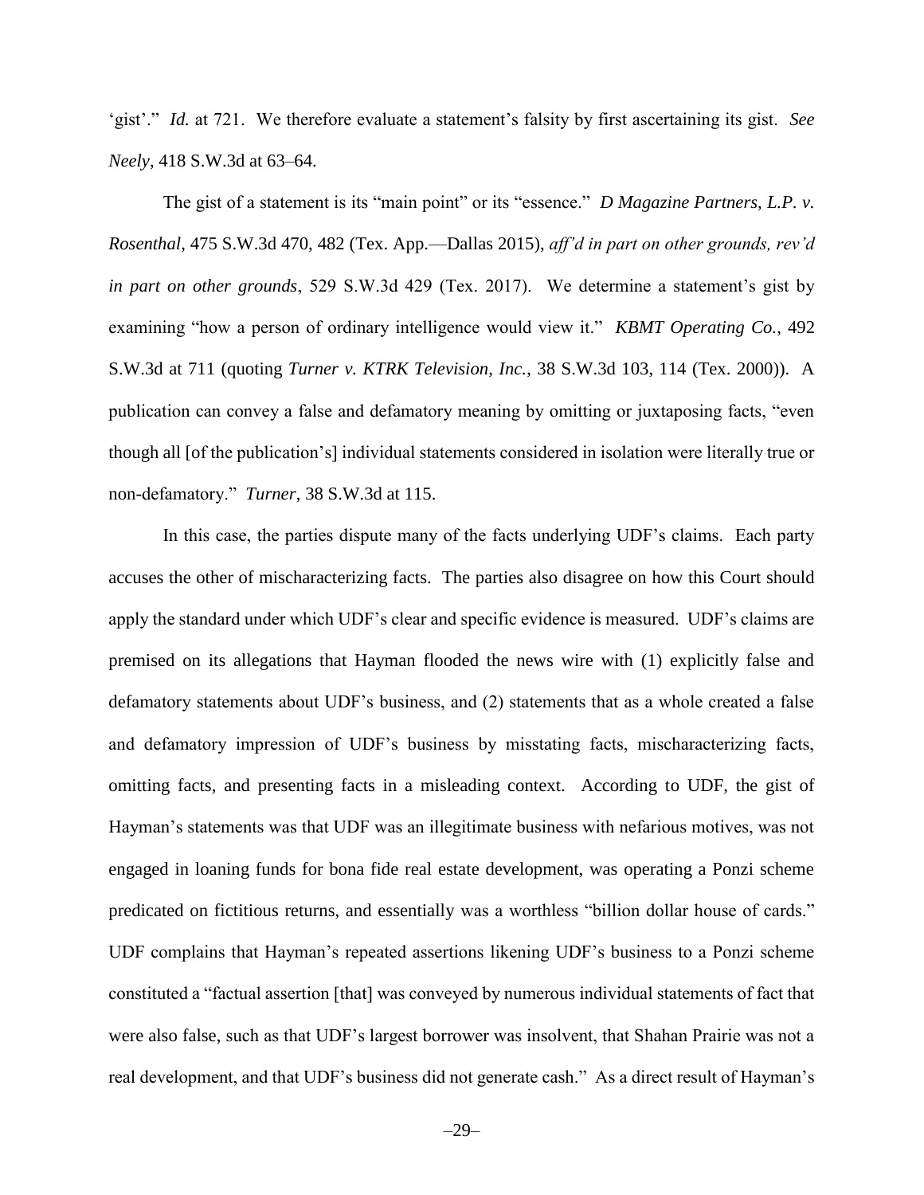'gist'." *Id.* at 721. We therefore evaluate a statement's falsity by first ascertaining its gist. *See Neely*, 418 S.W.3d at 63–64.

The gist of a statement is its "main point" or its "essence." *D Magazine Partners, L.P. v. Rosenthal*, 475 S.W.3d 470, 482 (Tex. App.—Dallas 2015), *aff'd in part on other grounds, rev'd in part on other grounds*, 529 S.W.3d 429 (Tex. 2017). We determine a statement's gist by examining "how a person of ordinary intelligence would view it." *KBMT Operating Co.*, 492 S.W.3d at 711 (quoting *Turner v. KTRK Television, Inc.*, 38 S.W.3d 103, 114 (Tex. 2000)). A publication can convey a false and defamatory meaning by omitting or juxtaposing facts, "even though all [of the publication's] individual statements considered in isolation were literally true or non-defamatory." *Turner*, 38 S.W.3d at 115.

In this case, the parties dispute many of the facts underlying UDF's claims. Each party accuses the other of mischaracterizing facts. The parties also disagree on how this Court should apply the standard under which UDF's clear and specific evidence is measured. UDF's claims are premised on its allegations that Hayman flooded the news wire with (1) explicitly false and defamatory statements about UDF's business, and (2) statements that as a whole created a false and defamatory impression of UDF's business by misstating facts, mischaracterizing facts, omitting facts, and presenting facts in a misleading context. According to UDF, the gist of Hayman's statements was that UDF was an illegitimate business with nefarious motives, was not engaged in loaning funds for bona fide real estate development, was operating a Ponzi scheme predicated on fictitious returns, and essentially was a worthless "billion dollar house of cards." UDF complains that Hayman's repeated assertions likening UDF's business to a Ponzi scheme constituted a "factual assertion [that] was conveyed by numerous individual statements of fact that were also false, such as that UDF's largest borrower was insolvent, that Shahan Prairie was not a real development, and that UDF's business did not generate cash." As a direct result of Hayman's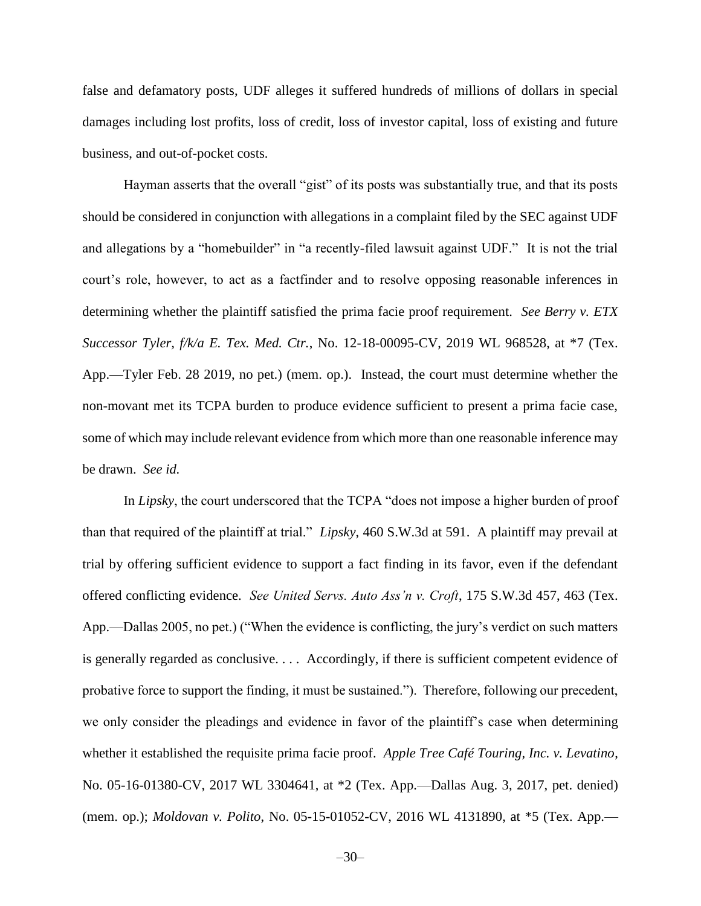false and defamatory posts, UDF alleges it suffered hundreds of millions of dollars in special damages including lost profits, loss of credit, loss of investor capital, loss of existing and future business, and out-of-pocket costs.

Hayman asserts that the overall "gist" of its posts was substantially true, and that its posts should be considered in conjunction with allegations in a complaint filed by the SEC against UDF and allegations by a "homebuilder" in "a recently-filed lawsuit against UDF." It is not the trial court's role, however, to act as a factfinder and to resolve opposing reasonable inferences in determining whether the plaintiff satisfied the prima facie proof requirement. *See Berry v. ETX Successor Tyler, f/k/a E. Tex. Med. Ctr.*, No. 12-18-00095-CV, 2019 WL 968528, at *7 (Tex. App.—Tyler Feb. 28 2019, no pet.) (mem. op.). Instead, the court must determine whether the non-movant met its TCPA burden to produce evidence sufficient to present a prima facie case, some of which may include relevant evidence from which more than one reasonable inference may be drawn. *See id.*

In *Lipsky*, the court underscored that the TCPA "does not impose a higher burden of proof than that required of the plaintiff at trial." *Lipsky*, 460 S.W.3d at 591. A plaintiff may prevail at trial by offering sufficient evidence to support a fact finding in its favor, even if the defendant offered conflicting evidence. *See United Servs. Auto Ass'n v. Croft*, 175 S.W.3d 457, 463 (Tex. App.—Dallas 2005, no pet.) ("When the evidence is conflicting, the jury's verdict on such matters is generally regarded as conclusive. . . . Accordingly, if there is sufficient competent evidence of probative force to support the finding, it must be sustained."). Therefore, following our precedent, we only consider the pleadings and evidence in favor of the plaintiff's case when determining whether it established the requisite prima facie proof. *Apple Tree Café Touring, Inc. v. Levatino*, No. 05-16-01380-CV, 2017 WL 3304641, at *2 (Tex. App.—Dallas Aug. 3, 2017, pet. denied) (mem. op.); *Moldovan v. Polito*, No. 05-15-01052-CV, 2016 WL 4131890, at *5 (Tex. App.—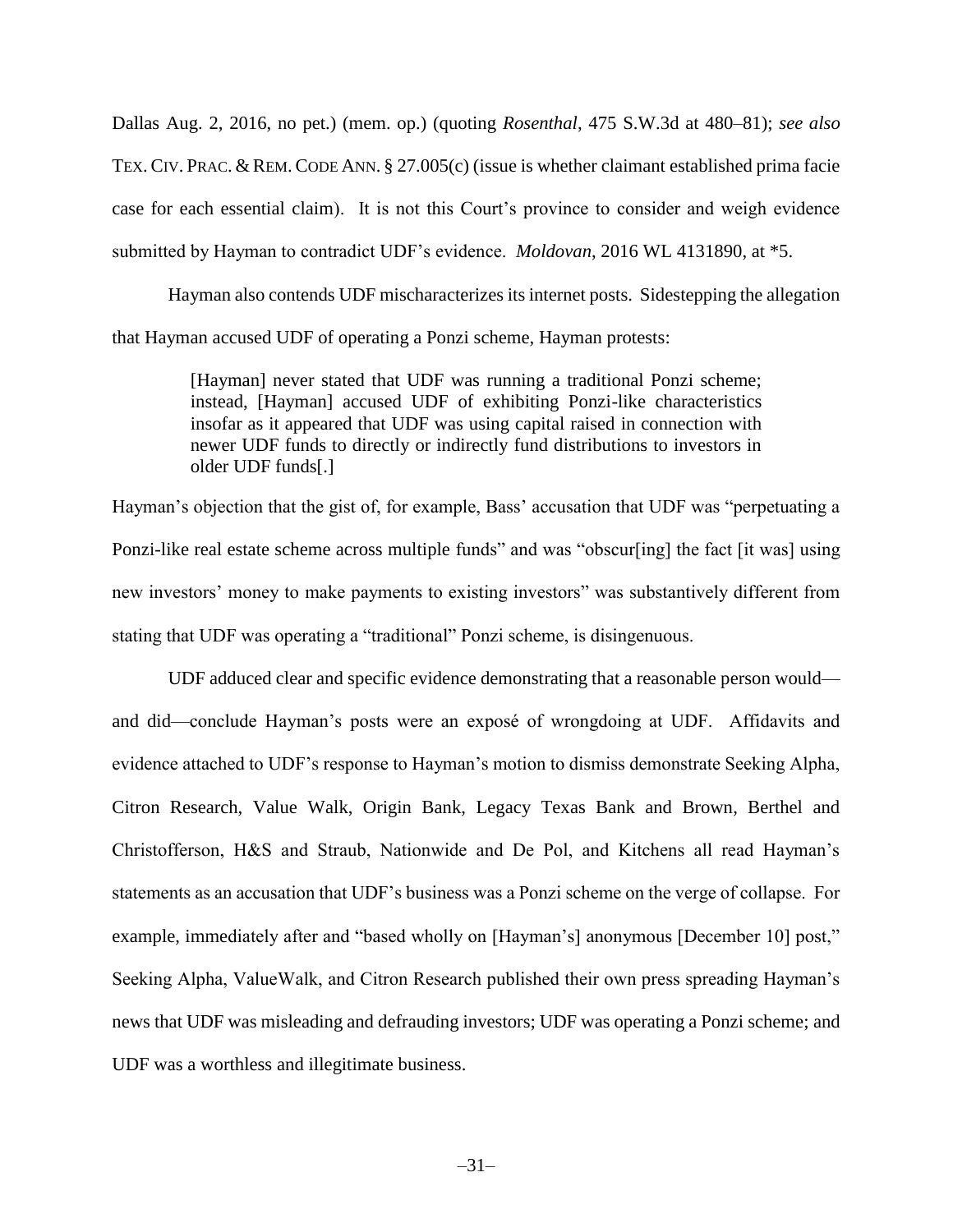Dallas Aug. 2, 2016, no pet.) (mem. op.) (quoting *Rosenthal*, 475 S.W.3d at 480–81); *see also* TEX. CIV. PRAC. & REM. CODE ANN. § 27.005(c) (issue is whether claimant established prima facie case for each essential claim). It is not this Court's province to consider and weigh evidence submitted by Hayman to contradict UDF's evidence. *Moldovan*, 2016 WL 4131890, at *5.

Hayman also contends UDF mischaracterizes its internet posts. Sidestepping the allegation that Hayman accused UDF of operating a Ponzi scheme, Hayman protests:

> [Hayman] never stated that UDF was running a traditional Ponzi scheme; instead, [Hayman] accused UDF of exhibiting Ponzi-like characteristics insofar as it appeared that UDF was using capital raised in connection with newer UDF funds to directly or indirectly fund distributions to investors in older UDF funds[.]

Hayman's objection that the gist of, for example, Bass' accusation that UDF was "perpetuating a Ponzi-like real estate scheme across multiple funds" and was "obscur[ing] the fact [it was] using new investors' money to make payments to existing investors" was substantively different from stating that UDF was operating a "traditional" Ponzi scheme, is disingenuous.

UDF adduced clear and specific evidence demonstrating that a reasonable person would—and did—conclude Hayman's posts were an exposé of wrongdoing at UDF. Affidavits and evidence attached to UDF's response to Hayman's motion to dismiss demonstrate Seeking Alpha, Citron Research, Value Walk, Origin Bank, Legacy Texas Bank and Brown, Berthel and Christofferson, H&S and Straub, Nationwide and De Pol, and Kitchens all read Hayman's statements as an accusation that UDF's business was a Ponzi scheme on the verge of collapse. For example, immediately after and "based wholly on [Hayman's] anonymous [December 10] post," Seeking Alpha, ValueWalk, and Citron Research published their own press spreading Hayman's news that UDF was misleading and defrauding investors; UDF was operating a Ponzi scheme; and UDF was a worthless and illegitimate business.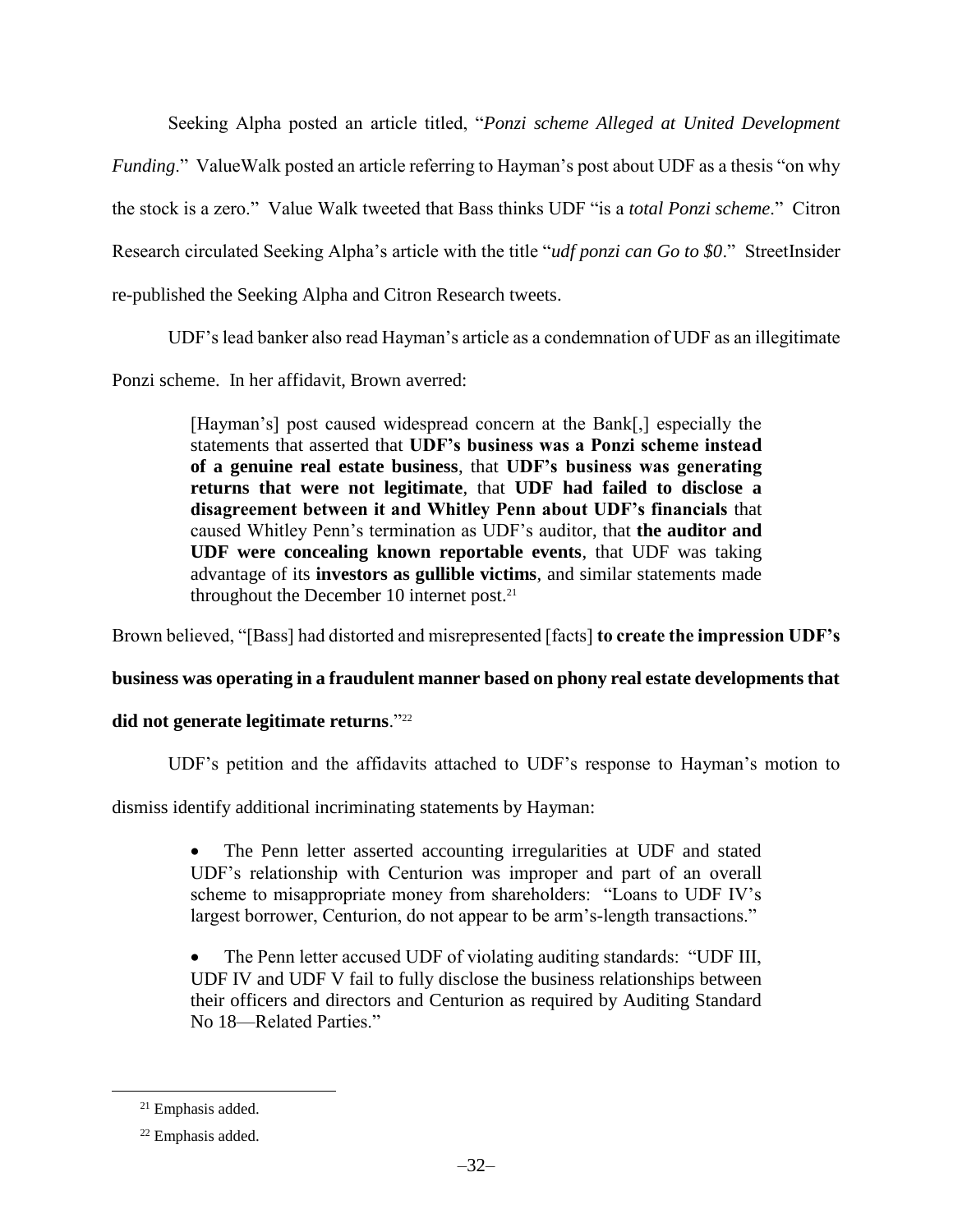Seeking Alpha posted an article titled, "*Ponzi scheme Alleged at United Development Funding*." ValueWalk posted an article referring to Hayman's post about UDF as a thesis "on why the stock is a zero." Value Walk tweeted that Bass thinks UDF "is a *total Ponzi scheme*." Citron Research circulated Seeking Alpha's article with the title "*udf ponzi can Go to $0*." StreetInsider re-published the Seeking Alpha and Citron Research tweets.

UDF's lead banker also read Hayman's article as a condemnation of UDF as an illegitimate Ponzi scheme. In her affidavit, Brown averred:

> [Hayman's] post caused widespread concern at the Bank[,] especially the statements that asserted that **UDF's business was a Ponzi scheme instead of a genuine real estate business**, that **UDF's business was generating returns that were not legitimate**, that **UDF had failed to disclose a disagreement between it and Whitley Penn about UDF's financials** that caused Whitley Penn's termination as UDF's auditor, that **the auditor and UDF were concealing known reportable events**, that UDF was taking advantage of its **investors as gullible victims**, and similar statements made throughout the December 10 internet post.[21]

Brown believed, "[Bass] had distorted and misrepresented [facts] **to create the impression UDF's business was operating in a fraudulent manner based on phony real estate developments that did not generate legitimate returns**."[22]

UDF's petition and the affidavits attached to UDF's response to Hayman's motion to dismiss identify additional incriminating statements by Hayman:

> - The Penn letter asserted accounting irregularities at UDF and stated UDF's relationship with Centurion was improper and part of an overall scheme to misappropriate money from shareholders: "Loans to UDF IV's largest borrower, Centurion, do not appear to be arm's-length transactions."
>
> - The Penn letter accused UDF of violating auditing standards: "UDF III, UDF IV and UDF V fail to fully disclose the business relationships between their officers and directors and Centurion as required by Auditing Standard No 18—Related Parties."

---

[21] Emphasis added.

[22] Emphasis added.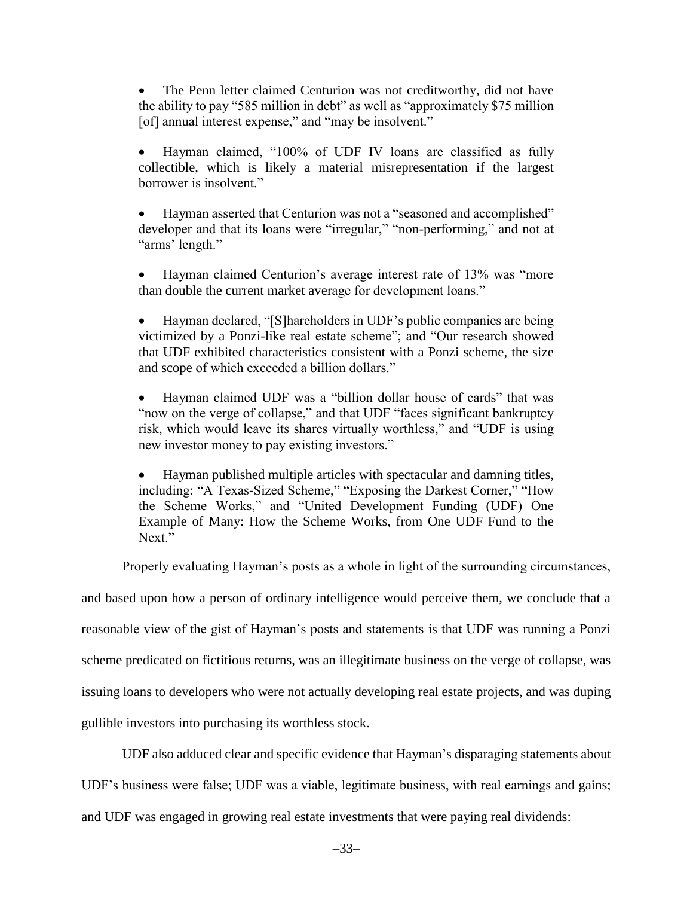- The Penn letter claimed Centurion was not creditworthy, did not have the ability to pay "585 million in debt" as well as "approximately $75 million [of] annual interest expense," and "may be insolvent."

- Hayman claimed, "100% of UDF IV loans are classified as fully collectible, which is likely a material misrepresentation if the largest borrower is insolvent."

- Hayman asserted that Centurion was not a "seasoned and accomplished" developer and that its loans were "irregular," "non-performing," and not at "arms' length."

- Hayman claimed Centurion's average interest rate of 13% was "more than double the current market average for development loans."

- Hayman declared, "[S]hareholders in UDF's public companies are being victimized by a Ponzi-like real estate scheme"; and "Our research showed that UDF exhibited characteristics consistent with a Ponzi scheme, the size and scope of which exceeded a billion dollars."

- Hayman claimed UDF was a "billion dollar house of cards" that was "now on the verge of collapse," and that UDF "faces significant bankruptcy risk, which would leave its shares virtually worthless," and "UDF is using new investor money to pay existing investors."

- Hayman published multiple articles with spectacular and damning titles, including: "A Texas-Sized Scheme," "Exposing the Darkest Corner," "How the Scheme Works," and "United Development Funding (UDF) One Example of Many: How the Scheme Works, from One UDF Fund to the Next."

Properly evaluating Hayman's posts as a whole in light of the surrounding circumstances, and based upon how a person of ordinary intelligence would perceive them, we conclude that a reasonable view of the gist of Hayman's posts and statements is that UDF was running a Ponzi scheme predicated on fictitious returns, was an illegitimate business on the verge of collapse, was issuing loans to developers who were not actually developing real estate projects, and was duping gullible investors into purchasing its worthless stock.

UDF also adduced clear and specific evidence that Hayman's disparaging statements about UDF's business were false; UDF was a viable, legitimate business, with real earnings and gains; and UDF was engaged in growing real estate investments that were paying real dividends: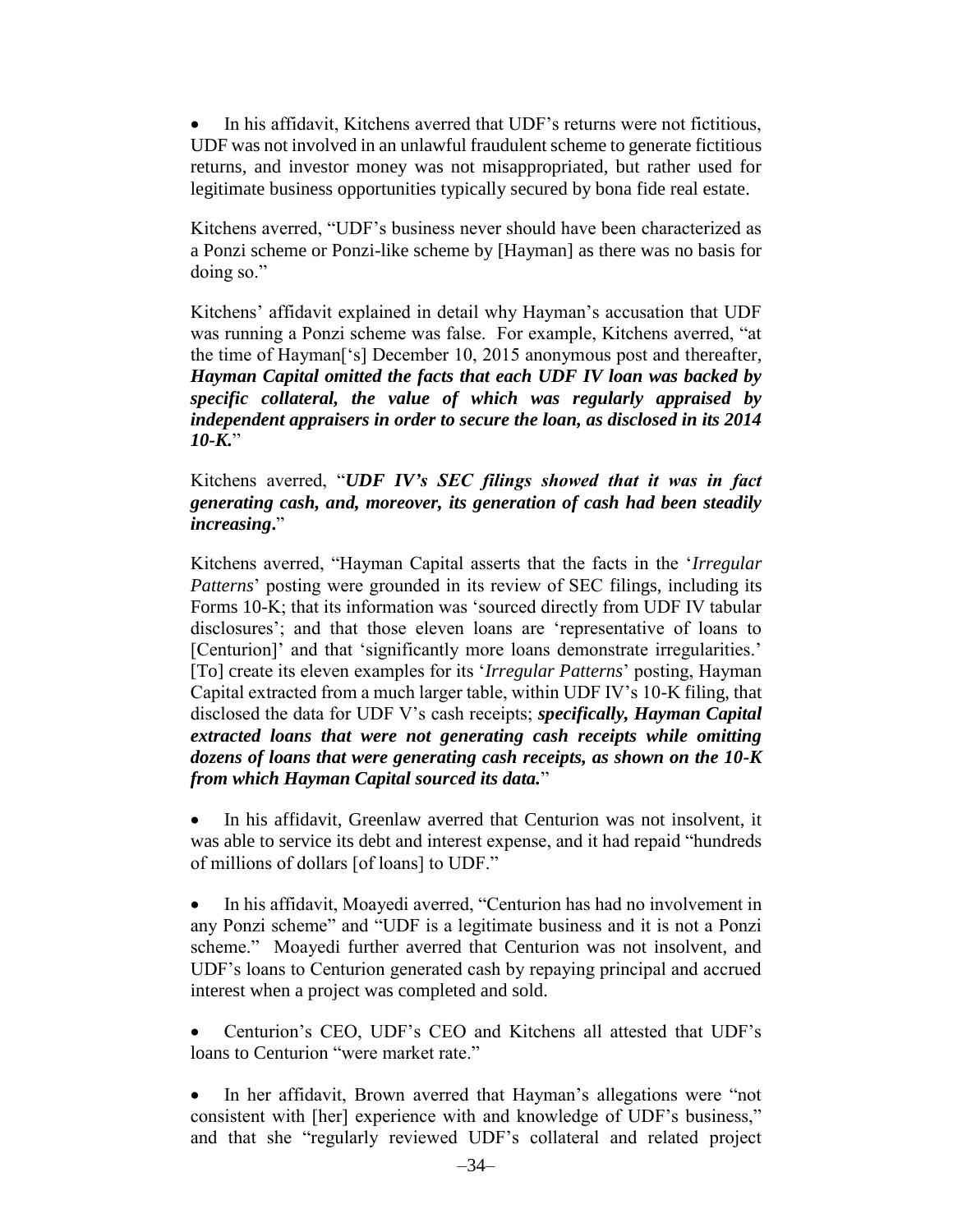- In his affidavit, Kitchens averred that UDF's returns were not fictitious, UDF was not involved in an unlawful fraudulent scheme to generate fictitious returns, and investor money was not misappropriated, but rather used for legitimate business opportunities typically secured by bona fide real estate.

Kitchens averred, "UDF's business never should have been characterized as a Ponzi scheme or Ponzi-like scheme by [Hayman] as there was no basis for doing so."

Kitchens' affidavit explained in detail why Hayman's accusation that UDF was running a Ponzi scheme was false. For example, Kitchens averred, "at the time of Hayman['s] December 10, 2015 anonymous post and thereafter, ***Hayman Capital omitted the facts that each UDF IV loan was backed by specific collateral, the value of which was regularly appraised by independent appraisers in order to secure the loan, as disclosed in its 2014 10-K.***"

Kitchens averred, "***UDF IV's SEC filings showed that it was in fact generating cash, and, moreover, its generation of cash had been steadily increasing.***"

Kitchens averred, "Hayman Capital asserts that the facts in the '*Irregular Patterns*' posting were grounded in its review of SEC filings, including its Forms 10-K; that its information was 'sourced directly from UDF IV tabular disclosures'; and that those eleven loans are 'representative of loans to [Centurion]' and that 'significantly more loans demonstrate irregularities.' [To] create its eleven examples for its '*Irregular Patterns*' posting, Hayman Capital extracted from a much larger table, within UDF IV's 10-K filing, that disclosed the data for UDF V's cash receipts; ***specifically, Hayman Capital extracted loans that were not generating cash receipts while omitting dozens of loans that were generating cash receipts, as shown on the 10-K from which Hayman Capital sourced its data.***"

- In his affidavit, Greenlaw averred that Centurion was not insolvent, it was able to service its debt and interest expense, and it had repaid "hundreds of millions of dollars [of loans] to UDF."

- In his affidavit, Moayedi averred, "Centurion has had no involvement in any Ponzi scheme" and "UDF is a legitimate business and it is not a Ponzi scheme." Moayedi further averred that Centurion was not insolvent, and UDF's loans to Centurion generated cash by repaying principal and accrued interest when a project was completed and sold.

- Centurion's CEO, UDF's CEO and Kitchens all attested that UDF's loans to Centurion "were market rate."

- In her affidavit, Brown averred that Hayman's allegations were "not consistent with [her] experience with and knowledge of UDF's business," and that she "regularly reviewed UDF's collateral and related project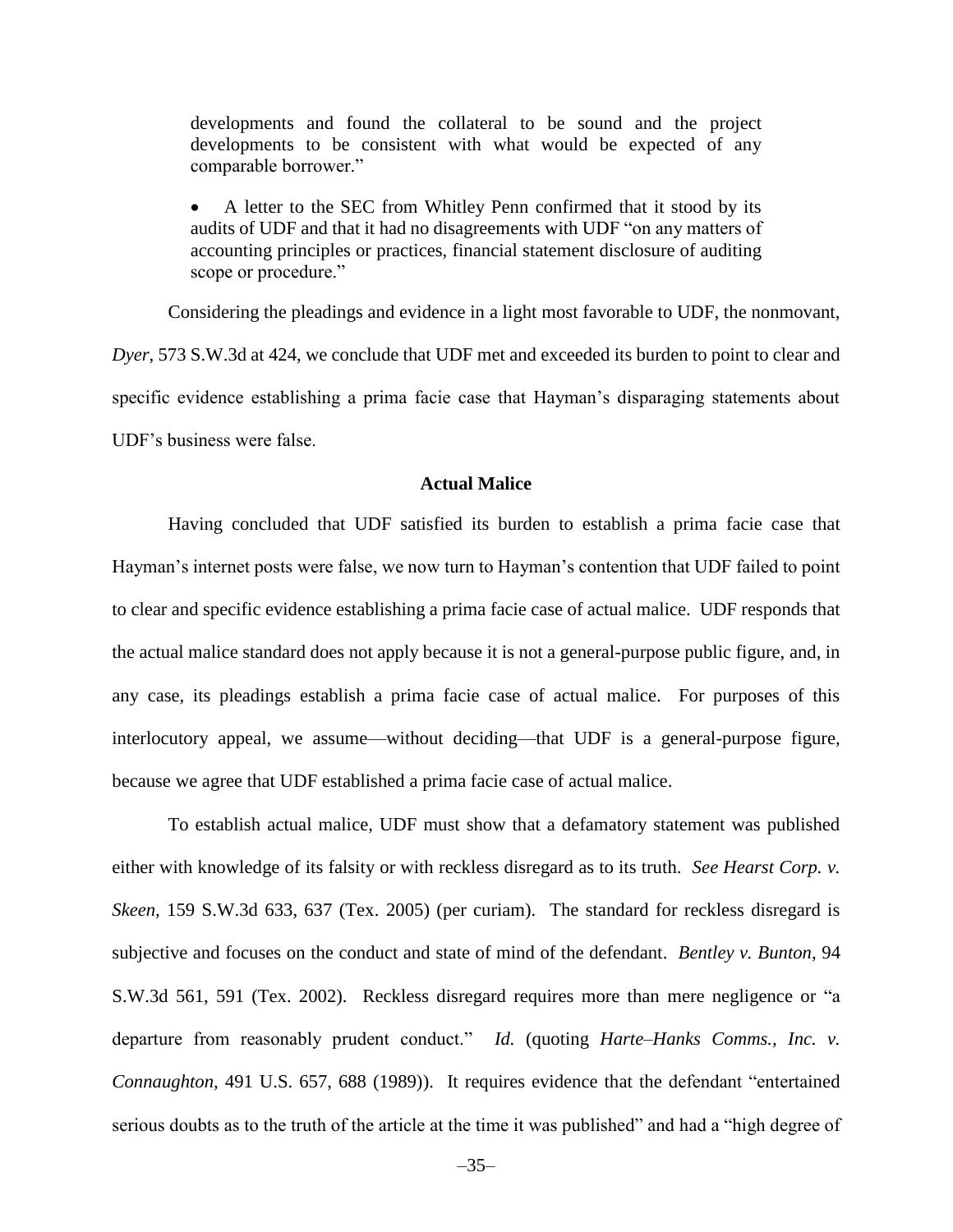developments and found the collateral to be sound and the project developments to be consistent with what would be expected of any comparable borrower."

- A letter to the SEC from Whitley Penn confirmed that it stood by its audits of UDF and that it had no disagreements with UDF "on any matters of accounting principles or practices, financial statement disclosure of auditing scope or procedure."

Considering the pleadings and evidence in a light most favorable to UDF, the nonmovant, *Dyer*, 573 S.W.3d at 424, we conclude that UDF met and exceeded its burden to point to clear and specific evidence establishing a prima facie case that Hayman's disparaging statements about UDF's business were false.

**Actual Malice**

Having concluded that UDF satisfied its burden to establish a prima facie case that Hayman's internet posts were false, we now turn to Hayman's contention that UDF failed to point to clear and specific evidence establishing a prima facie case of actual malice. UDF responds that the actual malice standard does not apply because it is not a general-purpose public figure, and, in any case, its pleadings establish a prima facie case of actual malice. For purposes of this interlocutory appeal, we assume—without deciding—that UDF is a general-purpose figure, because we agree that UDF established a prima facie case of actual malice.

To establish actual malice, UDF must show that a defamatory statement was published either with knowledge of its falsity or with reckless disregard as to its truth. *See Hearst Corp. v. Skeen*, 159 S.W.3d 633, 637 (Tex. 2005) (per curiam). The standard for reckless disregard is subjective and focuses on the conduct and state of mind of the defendant. *Bentley v. Bunton*, 94 S.W.3d 561, 591 (Tex. 2002). Reckless disregard requires more than mere negligence or "a departure from reasonably prudent conduct." *Id.* (quoting *Harte–Hanks Comms., Inc. v. Connaughton*, 491 U.S. 657, 688 (1989)). It requires evidence that the defendant "entertained serious doubts as to the truth of the article at the time it was published" and had a "high degree of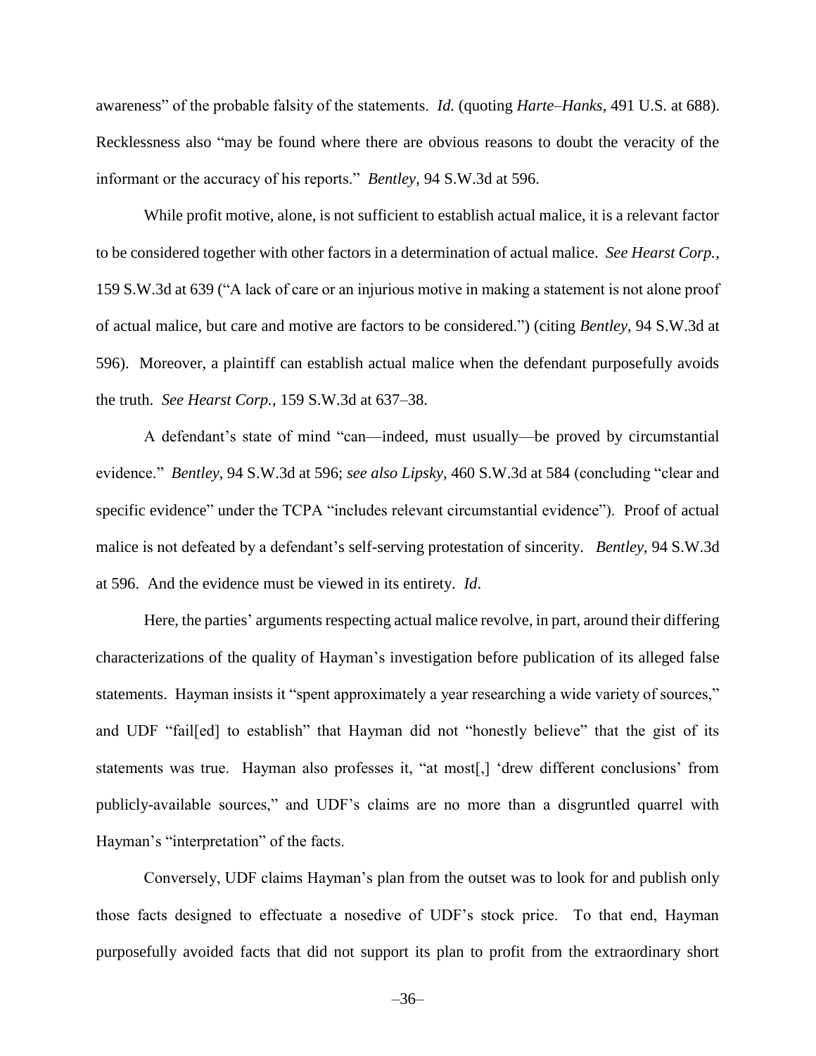awareness" of the probable falsity of the statements. *Id.* (quoting *Harte–Hanks*, 491 U.S. at 688). Recklessness also "may be found where there are obvious reasons to doubt the veracity of the informant or the accuracy of his reports." *Bentley*, 94 S.W.3d at 596.

While profit motive, alone, is not sufficient to establish actual malice, it is a relevant factor to be considered together with other factors in a determination of actual malice. *See Hearst Corp.*, 159 S.W.3d at 639 ("A lack of care or an injurious motive in making a statement is not alone proof of actual malice, but care and motive are factors to be considered.") (citing *Bentley*, 94 S.W.3d at 596). Moreover, a plaintiff can establish actual malice when the defendant purposefully avoids the truth. *See Hearst Corp.*, 159 S.W.3d at 637–38.

A defendant's state of mind "can—indeed, must usually—be proved by circumstantial evidence." *Bentley*, 94 S.W.3d at 596; *see also Lipsky*, 460 S.W.3d at 584 (concluding "clear and specific evidence" under the TCPA "includes relevant circumstantial evidence"). Proof of actual malice is not defeated by a defendant's self-serving protestation of sincerity. *Bentley*, 94 S.W.3d at 596. And the evidence must be viewed in its entirety. *Id*.

Here, the parties' arguments respecting actual malice revolve, in part, around their differing characterizations of the quality of Hayman's investigation before publication of its alleged false statements. Hayman insists it "spent approximately a year researching a wide variety of sources," and UDF "fail[ed] to establish" that Hayman did not "honestly believe" that the gist of its statements was true. Hayman also professes it, "at most[,] 'drew different conclusions' from publicly-available sources," and UDF's claims are no more than a disgruntled quarrel with Hayman's "interpretation" of the facts.

Conversely, UDF claims Hayman's plan from the outset was to look for and publish only those facts designed to effectuate a nosedive of UDF's stock price. To that end, Hayman purposefully avoided facts that did not support its plan to profit from the extraordinary short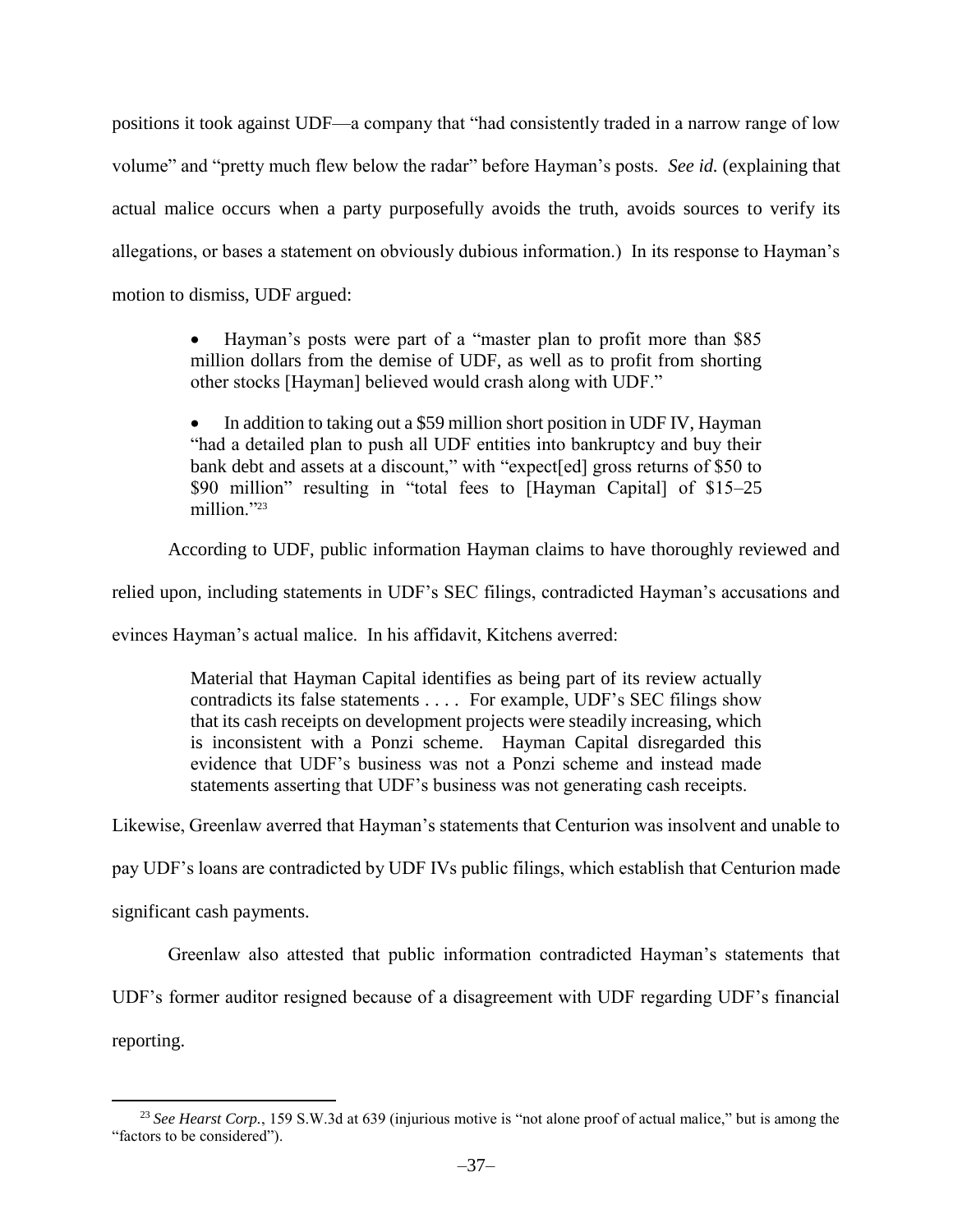positions it took against UDF—a company that "had consistently traded in a narrow range of low volume" and "pretty much flew below the radar" before Hayman's posts. *See id.* (explaining that actual malice occurs when a party purposefully avoids the truth, avoids sources to verify its allegations, or bases a statement on obviously dubious information.) In its response to Hayman's motion to dismiss, UDF argued:

> - Hayman's posts were part of a "master plan to profit more than $85 million dollars from the demise of UDF, as well as to profit from shorting other stocks [Hayman] believed would crash along with UDF."
>
> - In addition to taking out a $59 million short position in UDF IV, Hayman "had a detailed plan to push all UDF entities into bankruptcy and buy their bank debt and assets at a discount," with "expect[ed] gross returns of $50 to $90 million" resulting in "total fees to [Hayman Capital] of $15–25 million."[23]

According to UDF, public information Hayman claims to have thoroughly reviewed and relied upon, including statements in UDF's SEC filings, contradicted Hayman's accusations and evinces Hayman's actual malice. In his affidavit, Kitchens averred:

> Material that Hayman Capital identifies as being part of its review actually contradicts its false statements . . . . For example, UDF's SEC filings show that its cash receipts on development projects were steadily increasing, which is inconsistent with a Ponzi scheme. Hayman Capital disregarded this evidence that UDF's business was not a Ponzi scheme and instead made statements asserting that UDF's business was not generating cash receipts.

Likewise, Greenlaw averred that Hayman's statements that Centurion was insolvent and unable to pay UDF's loans are contradicted by UDF IVs public filings, which establish that Centurion made significant cash payments.

Greenlaw also attested that public information contradicted Hayman's statements that UDF's former auditor resigned because of a disagreement with UDF regarding UDF's financial reporting.

---

[23] *See Hearst Corp.*, 159 S.W.3d at 639 (injurious motive is "not alone proof of actual malice," but is among the "factors to be considered").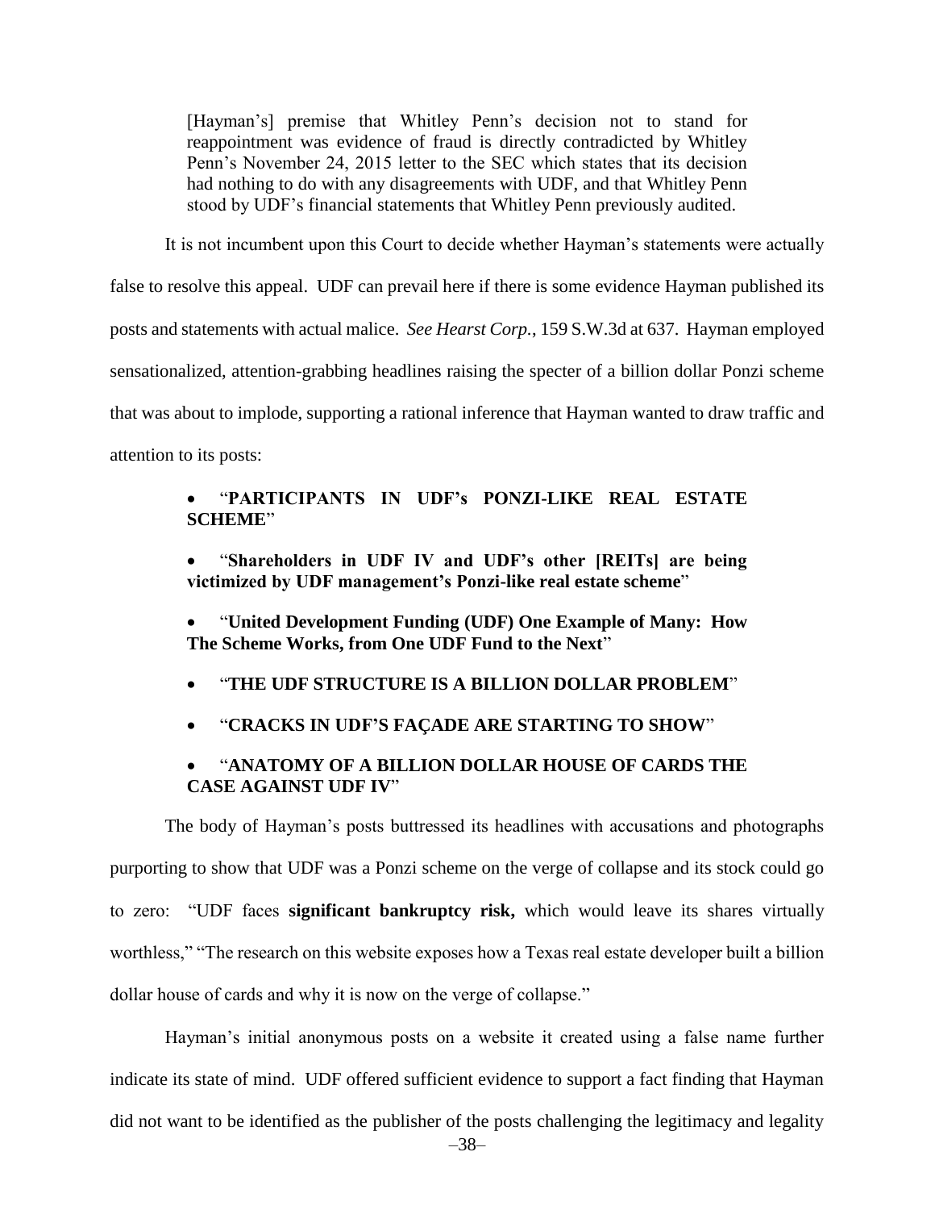> [Hayman's] premise that Whitley Penn's decision not to stand for reappointment was evidence of fraud is directly contradicted by Whitley Penn's November 24, 2015 letter to the SEC which states that its decision had nothing to do with any disagreements with UDF, and that Whitley Penn stood by UDF's financial statements that Whitley Penn previously audited.

It is not incumbent upon this Court to decide whether Hayman's statements were actually false to resolve this appeal. UDF can prevail here if there is some evidence Hayman published its posts and statements with actual malice. *See Hearst Corp.*, 159 S.W.3d at 637. Hayman employed sensationalized, attention-grabbing headlines raising the specter of a billion dollar Ponzi scheme that was about to implode, supporting a rational inference that Hayman wanted to draw traffic and attention to its posts:

- "**PARTICIPANTS IN UDF's PONZI-LIKE REAL ESTATE SCHEME**"
- "**Shareholders in UDF IV and UDF's other [REITs] are being victimized by UDF management's Ponzi-like real estate scheme**"
- "**United Development Funding (UDF) One Example of Many: How The Scheme Works, from One UDF Fund to the Next**"
- "**THE UDF STRUCTURE IS A BILLION DOLLAR PROBLEM**"
- "**CRACKS IN UDF'S FAÇADE ARE STARTING TO SHOW**"
- "**ANATOMY OF A BILLION DOLLAR HOUSE OF CARDS THE CASE AGAINST UDF IV**"

The body of Hayman's posts buttressed its headlines with accusations and photographs purporting to show that UDF was a Ponzi scheme on the verge of collapse and its stock could go to zero: "UDF faces **significant bankruptcy risk,** which would leave its shares virtually worthless," "The research on this website exposes how a Texas real estate developer built a billion dollar house of cards and why it is now on the verge of collapse."

Hayman's initial anonymous posts on a website it created using a false name further indicate its state of mind. UDF offered sufficient evidence to support a fact finding that Hayman did not want to be identified as the publisher of the posts challenging the legitimacy and legality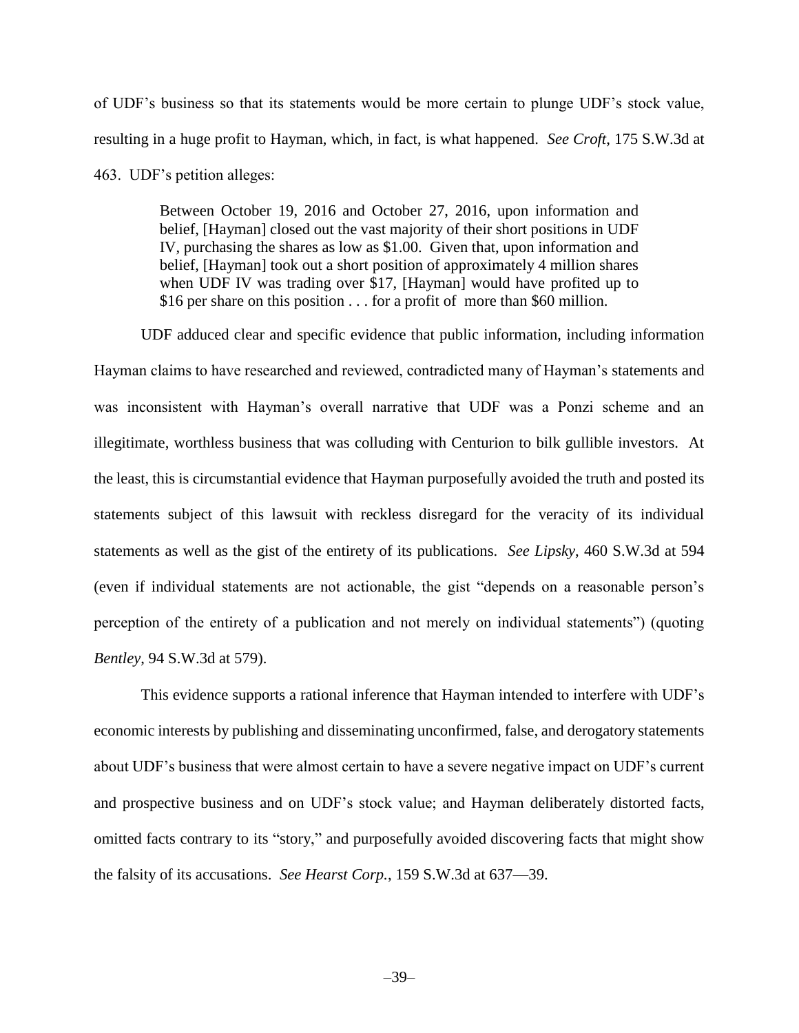of UDF's business so that its statements would be more certain to plunge UDF's stock value, resulting in a huge profit to Hayman, which, in fact, is what happened. *See Croft*, 175 S.W.3d at 463. UDF's petition alleges:

> Between October 19, 2016 and October 27, 2016, upon information and belief, [Hayman] closed out the vast majority of their short positions in UDF IV, purchasing the shares as low as $1.00. Given that, upon information and belief, [Hayman] took out a short position of approximately 4 million shares when UDF IV was trading over $17, [Hayman] would have profited up to $16 per share on this position . . . for a profit of more than $60 million.

UDF adduced clear and specific evidence that public information, including information Hayman claims to have researched and reviewed, contradicted many of Hayman's statements and was inconsistent with Hayman's overall narrative that UDF was a Ponzi scheme and an illegitimate, worthless business that was colluding with Centurion to bilk gullible investors. At the least, this is circumstantial evidence that Hayman purposefully avoided the truth and posted its statements subject of this lawsuit with reckless disregard for the veracity of its individual statements as well as the gist of the entirety of its publications. *See Lipsky*, 460 S.W.3d at 594 (even if individual statements are not actionable, the gist "depends on a reasonable person's perception of the entirety of a publication and not merely on individual statements") (quoting *Bentley*, 94 S.W.3d at 579).

This evidence supports a rational inference that Hayman intended to interfere with UDF's economic interests by publishing and disseminating unconfirmed, false, and derogatory statements about UDF's business that were almost certain to have a severe negative impact on UDF's current and prospective business and on UDF's stock value; and Hayman deliberately distorted facts, omitted facts contrary to its "story," and purposefully avoided discovering facts that might show the falsity of its accusations. *See Hearst Corp.*, 159 S.W.3d at 637—39.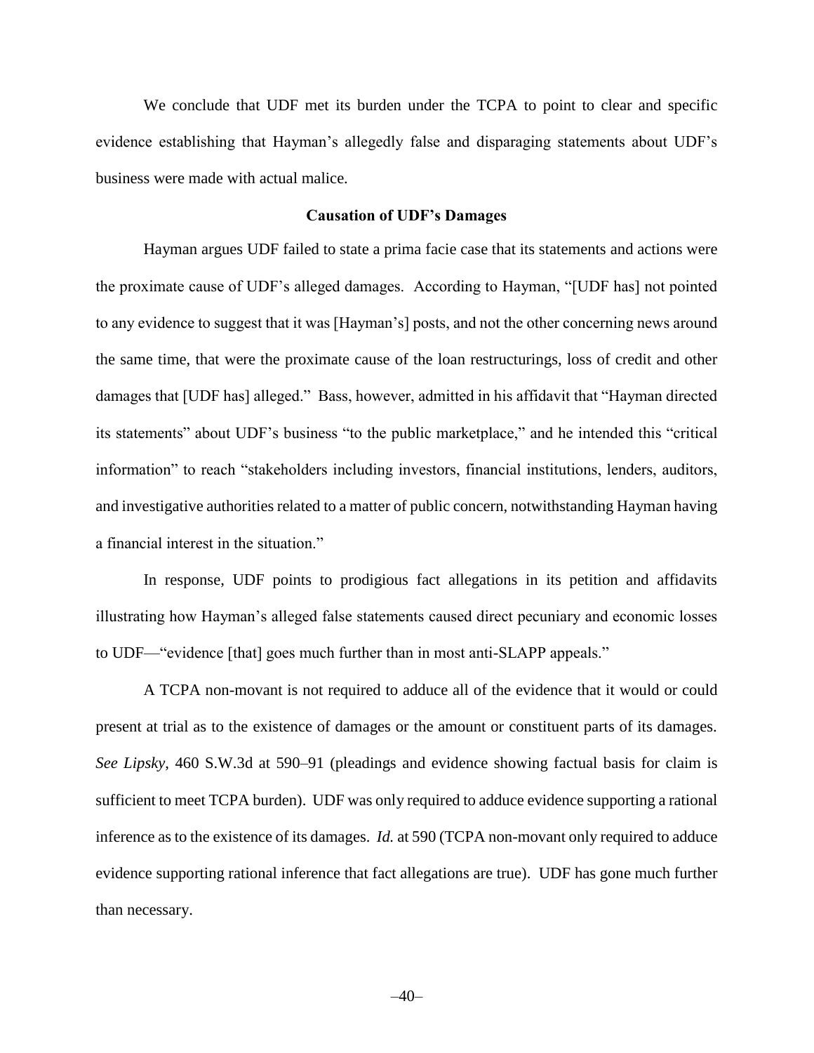We conclude that UDF met its burden under the TCPA to point to clear and specific evidence establishing that Hayman's allegedly false and disparaging statements about UDF's business were made with actual malice.

### Causation of UDF's Damages

Hayman argues UDF failed to state a prima facie case that its statements and actions were the proximate cause of UDF's alleged damages. According to Hayman, "[UDF has] not pointed to any evidence to suggest that it was [Hayman's] posts, and not the other concerning news around the same time, that were the proximate cause of the loan restructurings, loss of credit and other damages that [UDF has] alleged." Bass, however, admitted in his affidavit that "Hayman directed its statements" about UDF's business "to the public marketplace," and he intended this "critical information" to reach "stakeholders including investors, financial institutions, lenders, auditors, and investigative authorities related to a matter of public concern, notwithstanding Hayman having a financial interest in the situation."

In response, UDF points to prodigious fact allegations in its petition and affidavits illustrating how Hayman's alleged false statements caused direct pecuniary and economic losses to UDF—"evidence [that] goes much further than in most anti-SLAPP appeals."

A TCPA non-movant is not required to adduce all of the evidence that it would or could present at trial as to the existence of damages or the amount or constituent parts of its damages. *See Lipsky*, 460 S.W.3d at 590–91 (pleadings and evidence showing factual basis for claim is sufficient to meet TCPA burden). UDF was only required to adduce evidence supporting a rational inference as to the existence of its damages. *Id.* at 590 (TCPA non-movant only required to adduce evidence supporting rational inference that fact allegations are true). UDF has gone much further than necessary.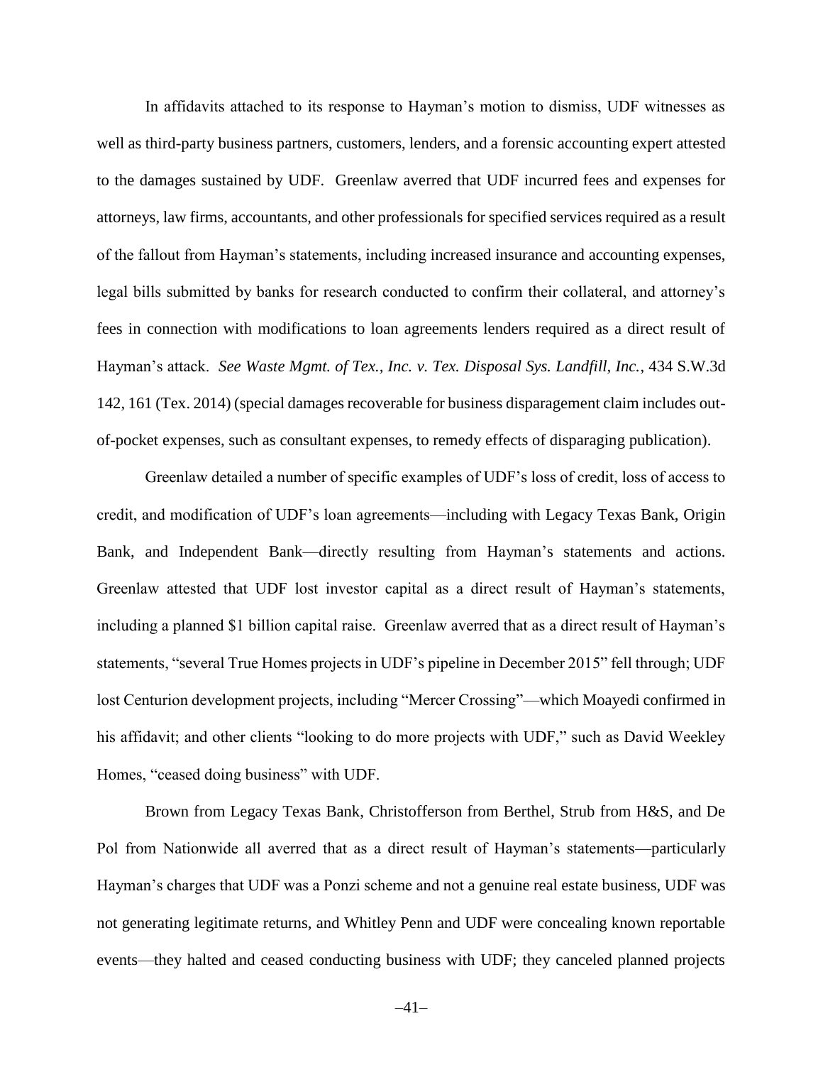In affidavits attached to its response to Hayman's motion to dismiss, UDF witnesses as well as third-party business partners, customers, lenders, and a forensic accounting expert attested to the damages sustained by UDF. Greenlaw averred that UDF incurred fees and expenses for attorneys, law firms, accountants, and other professionals for specified services required as a result of the fallout from Hayman's statements, including increased insurance and accounting expenses, legal bills submitted by banks for research conducted to confirm their collateral, and attorney's fees in connection with modifications to loan agreements lenders required as a direct result of Hayman's attack. *See Waste Mgmt. of Tex., Inc. v. Tex. Disposal Sys. Landfill, Inc.*, 434 S.W.3d 142, 161 (Tex. 2014) (special damages recoverable for business disparagement claim includes out-of-pocket expenses, such as consultant expenses, to remedy effects of disparaging publication).

Greenlaw detailed a number of specific examples of UDF's loss of credit, loss of access to credit, and modification of UDF's loan agreements—including with Legacy Texas Bank, Origin Bank, and Independent Bank—directly resulting from Hayman's statements and actions. Greenlaw attested that UDF lost investor capital as a direct result of Hayman's statements, including a planned $1 billion capital raise. Greenlaw averred that as a direct result of Hayman's statements, "several True Homes projects in UDF's pipeline in December 2015" fell through; UDF lost Centurion development projects, including "Mercer Crossing"—which Moayedi confirmed in his affidavit; and other clients "looking to do more projects with UDF," such as David Weekley Homes, "ceased doing business" with UDF.

Brown from Legacy Texas Bank, Christofferson from Berthel, Strub from H&S, and De Pol from Nationwide all averred that as a direct result of Hayman's statements—particularly Hayman's charges that UDF was a Ponzi scheme and not a genuine real estate business, UDF was not generating legitimate returns, and Whitley Penn and UDF were concealing known reportable events—they halted and ceased conducting business with UDF; they canceled planned projects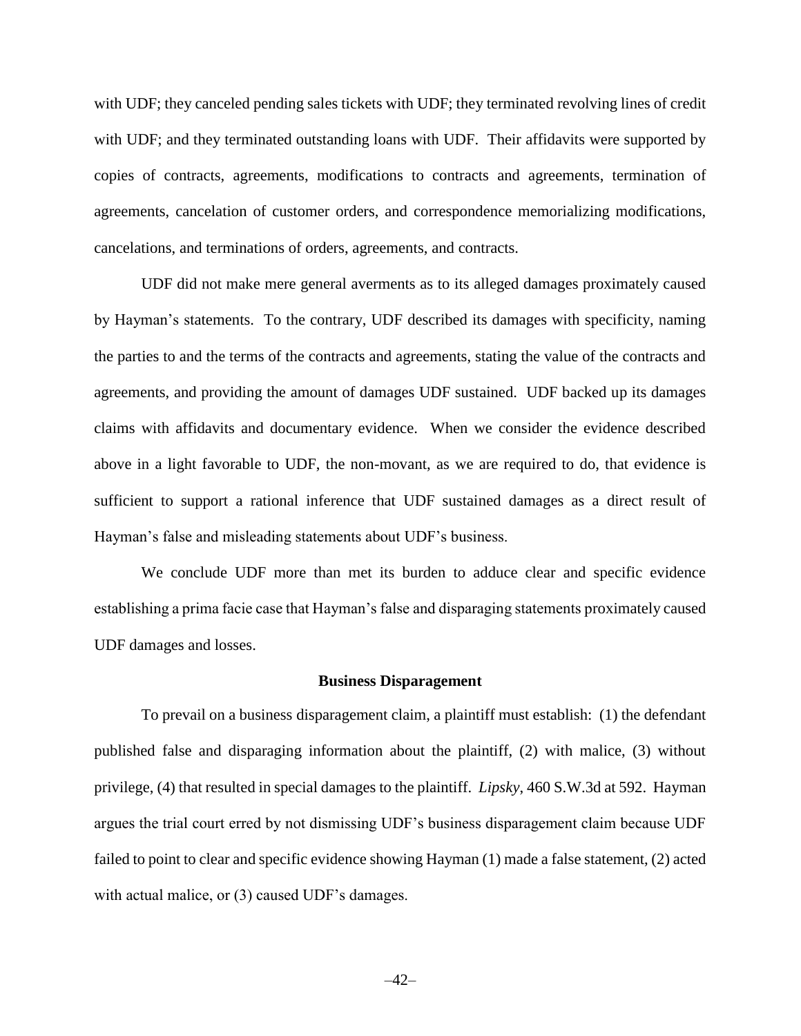with UDF; they canceled pending sales tickets with UDF; they terminated revolving lines of credit with UDF; and they terminated outstanding loans with UDF. Their affidavits were supported by copies of contracts, agreements, modifications to contracts and agreements, termination of agreements, cancelation of customer orders, and correspondence memorializing modifications, cancelations, and terminations of orders, agreements, and contracts.

UDF did not make mere general averments as to its alleged damages proximately caused by Hayman's statements. To the contrary, UDF described its damages with specificity, naming the parties to and the terms of the contracts and agreements, stating the value of the contracts and agreements, and providing the amount of damages UDF sustained. UDF backed up its damages claims with affidavits and documentary evidence. When we consider the evidence described above in a light favorable to UDF, the non-movant, as we are required to do, that evidence is sufficient to support a rational inference that UDF sustained damages as a direct result of Hayman's false and misleading statements about UDF's business.

We conclude UDF more than met its burden to adduce clear and specific evidence establishing a prima facie case that Hayman's false and disparaging statements proximately caused UDF damages and losses.

### Business Disparagement

To prevail on a business disparagement claim, a plaintiff must establish: (1) the defendant published false and disparaging information about the plaintiff, (2) with malice, (3) without privilege, (4) that resulted in special damages to the plaintiff. *Lipsky*, 460 S.W.3d at 592. Hayman argues the trial court erred by not dismissing UDF's business disparagement claim because UDF failed to point to clear and specific evidence showing Hayman (1) made a false statement, (2) acted with actual malice, or (3) caused UDF's damages.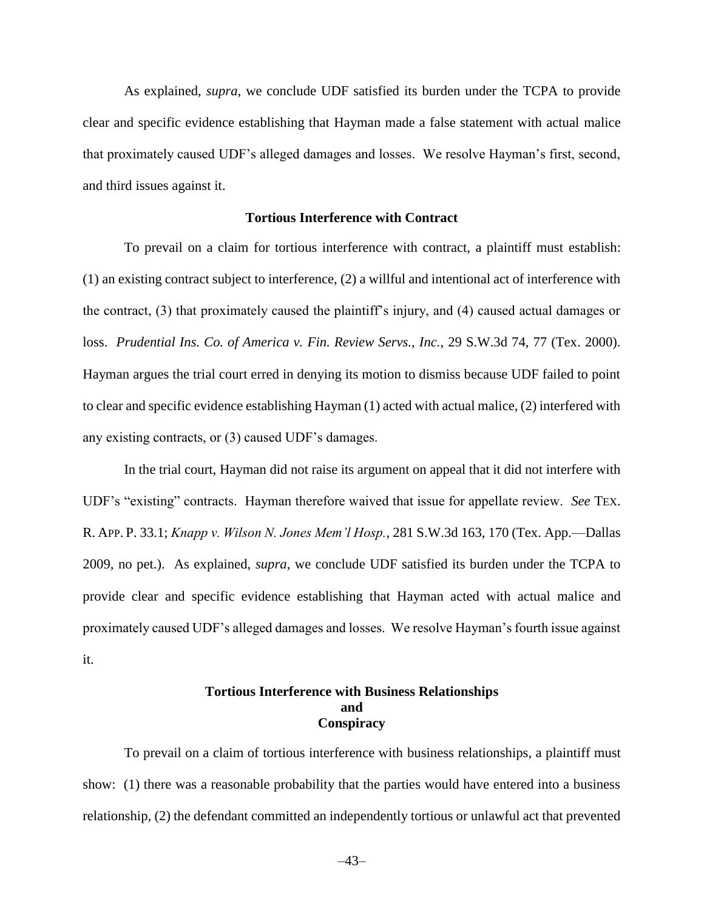As explained, *supra*, we conclude UDF satisfied its burden under the TCPA to provide clear and specific evidence establishing that Hayman made a false statement with actual malice that proximately caused UDF's alleged damages and losses. We resolve Hayman's first, second, and third issues against it.

**Tortious Interference with Contract**

To prevail on a claim for tortious interference with contract, a plaintiff must establish: (1) an existing contract subject to interference, (2) a willful and intentional act of interference with the contract, (3) that proximately caused the plaintiff's injury, and (4) caused actual damages or loss. *Prudential Ins. Co. of America v. Fin. Review Servs., Inc.*, 29 S.W.3d 74, 77 (Tex. 2000). Hayman argues the trial court erred in denying its motion to dismiss because UDF failed to point to clear and specific evidence establishing Hayman (1) acted with actual malice, (2) interfered with any existing contracts, or (3) caused UDF's damages.

In the trial court, Hayman did not raise its argument on appeal that it did not interfere with UDF's "existing" contracts. Hayman therefore waived that issue for appellate review. *See* TEX. R. APP. P. 33.1; *Knapp v. Wilson N. Jones Mem'l Hosp.*, 281 S.W.3d 163, 170 (Tex. App.—Dallas 2009, no pet.). As explained, *supra*, we conclude UDF satisfied its burden under the TCPA to provide clear and specific evidence establishing that Hayman acted with actual malice and proximately caused UDF's alleged damages and losses. We resolve Hayman's fourth issue against it.

**Tortious Interference with Business Relationships and Conspiracy**

To prevail on a claim of tortious interference with business relationships, a plaintiff must show: (1) there was a reasonable probability that the parties would have entered into a business relationship, (2) the defendant committed an independently tortious or unlawful act that prevented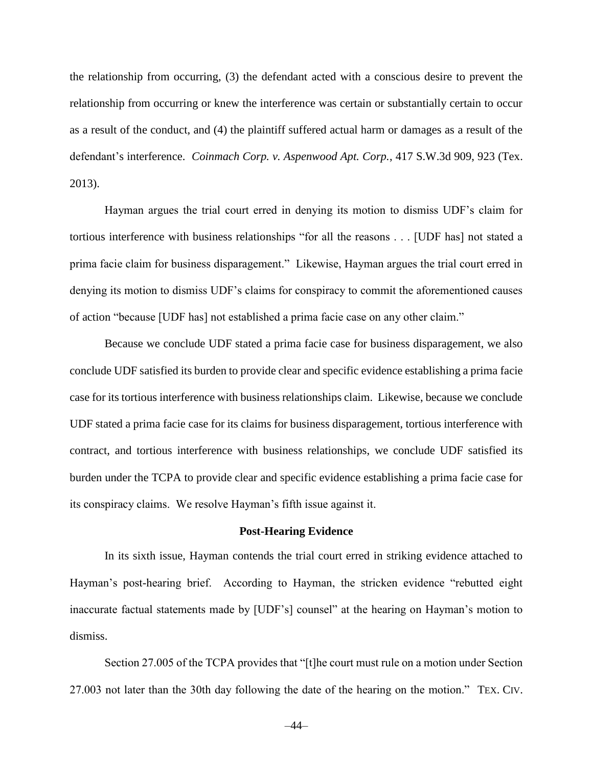the relationship from occurring, (3) the defendant acted with a conscious desire to prevent the relationship from occurring or knew the interference was certain or substantially certain to occur as a result of the conduct, and (4) the plaintiff suffered actual harm or damages as a result of the defendant's interference. *Coinmach Corp. v. Aspenwood Apt. Corp.*, 417 S.W.3d 909, 923 (Tex. 2013).

Hayman argues the trial court erred in denying its motion to dismiss UDF's claim for tortious interference with business relationships "for all the reasons . . . [UDF has] not stated a prima facie claim for business disparagement." Likewise, Hayman argues the trial court erred in denying its motion to dismiss UDF's claims for conspiracy to commit the aforementioned causes of action "because [UDF has] not established a prima facie case on any other claim."

Because we conclude UDF stated a prima facie case for business disparagement, we also conclude UDF satisfied its burden to provide clear and specific evidence establishing a prima facie case for its tortious interference with business relationships claim. Likewise, because we conclude UDF stated a prima facie case for its claims for business disparagement, tortious interference with contract, and tortious interference with business relationships, we conclude UDF satisfied its burden under the TCPA to provide clear and specific evidence establishing a prima facie case for its conspiracy claims. We resolve Hayman's fifth issue against it.

**Post-Hearing Evidence**

In its sixth issue, Hayman contends the trial court erred in striking evidence attached to Hayman's post-hearing brief. According to Hayman, the stricken evidence "rebutted eight inaccurate factual statements made by [UDF's] counsel" at the hearing on Hayman's motion to dismiss.

Section 27.005 of the TCPA provides that "[t]he court must rule on a motion under Section 27.003 not later than the 30th day following the date of the hearing on the motion." TEX. CIV.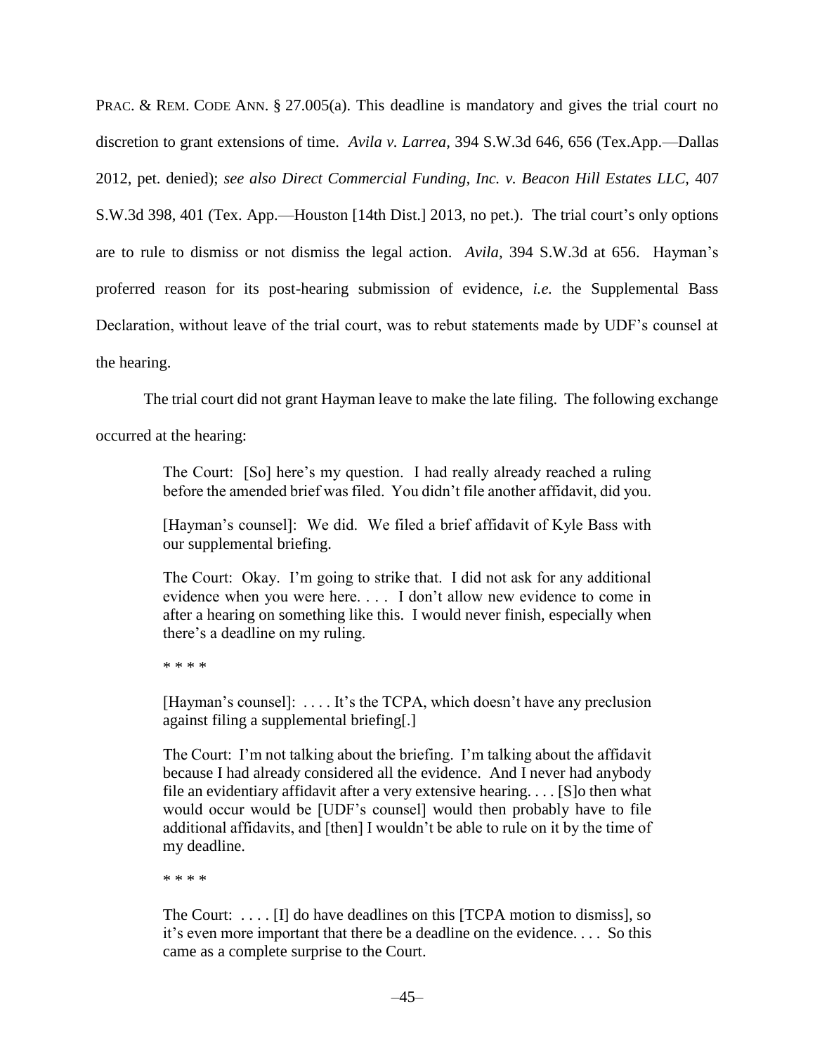PRAC. & REM. CODE ANN. § 27.005(a). This deadline is mandatory and gives the trial court no discretion to grant extensions of time. *Avila v. Larrea*, 394 S.W.3d 646, 656 (Tex.App.—Dallas 2012, pet. denied); *see also Direct Commercial Funding, Inc. v. Beacon Hill Estates LLC*, 407 S.W.3d 398, 401 (Tex. App.—Houston [14th Dist.] 2013, no pet.). The trial court's only options are to rule to dismiss or not dismiss the legal action. *Avila*, 394 S.W.3d at 656. Hayman's proferred reason for its post-hearing submission of evidence, *i.e.* the Supplemental Bass Declaration, without leave of the trial court, was to rebut statements made by UDF's counsel at the hearing.

The trial court did not grant Hayman leave to make the late filing. The following exchange occurred at the hearing:

> The Court: [So] here's my question. I had really already reached a ruling before the amended brief was filed. You didn't file another affidavit, did you.
>
> [Hayman's counsel]: We did. We filed a brief affidavit of Kyle Bass with our supplemental briefing.
>
> The Court: Okay. I'm going to strike that. I did not ask for any additional evidence when you were here. . . . I don't allow new evidence to come in after a hearing on something like this. I would never finish, especially when there's a deadline on my ruling.
>
> * * * *
>
> [Hayman's counsel]: . . . . It's the TCPA, which doesn't have any preclusion against filing a supplemental briefing[.]
>
> The Court: I'm not talking about the briefing. I'm talking about the affidavit because I had already considered all the evidence. And I never had anybody file an evidentiary affidavit after a very extensive hearing. . . . [S]o then what would occur would be [UDF's counsel] would then probably have to file additional affidavits, and [then] I wouldn't be able to rule on it by the time of my deadline.
>
> * * * *
>
> The Court: . . . . [I] do have deadlines on this [TCPA motion to dismiss], so it's even more important that there be a deadline on the evidence. . . . So this came as a complete surprise to the Court.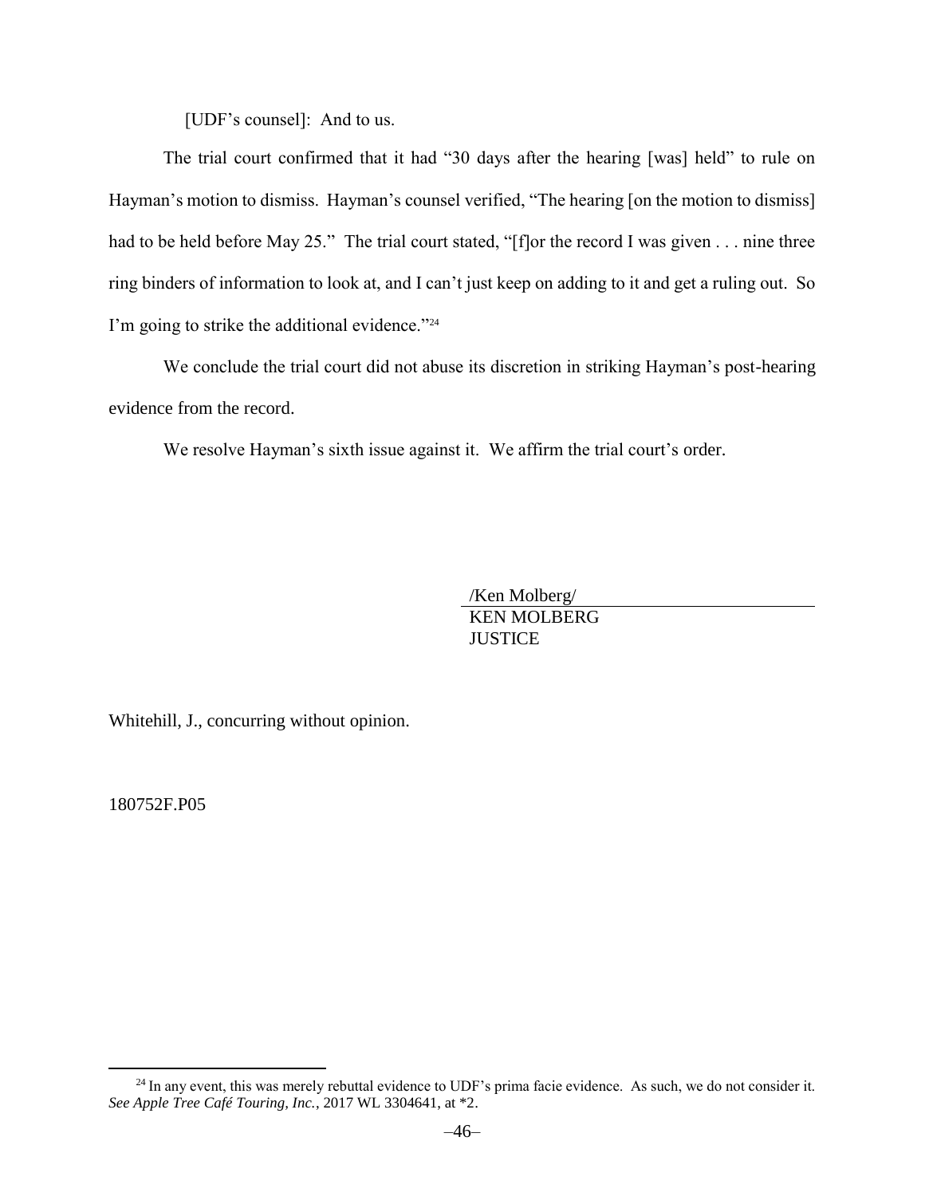[UDF's counsel]: And to us.

The trial court confirmed that it had "30 days after the hearing [was] held" to rule on Hayman's motion to dismiss. Hayman's counsel verified, "The hearing [on the motion to dismiss] had to be held before May 25." The trial court stated, "[f]or the record I was given . . . nine three ring binders of information to look at, and I can't just keep on adding to it and get a ruling out. So I'm going to strike the additional evidence."[24]

We conclude the trial court did not abuse its discretion in striking Hayman's post-hearing evidence from the record.

We resolve Hayman's sixth issue against it. We affirm the trial court's order.

/Ken Molberg/
KEN MOLBERG
JUSTICE

Whitehill, J., concurring without opinion.

180752F.P05

---

[24] In any event, this was merely rebuttal evidence to UDF's prima facie evidence. As such, we do not consider it. *See Apple Tree Café Touring, Inc.*, 2017 WL 3304641, at *2.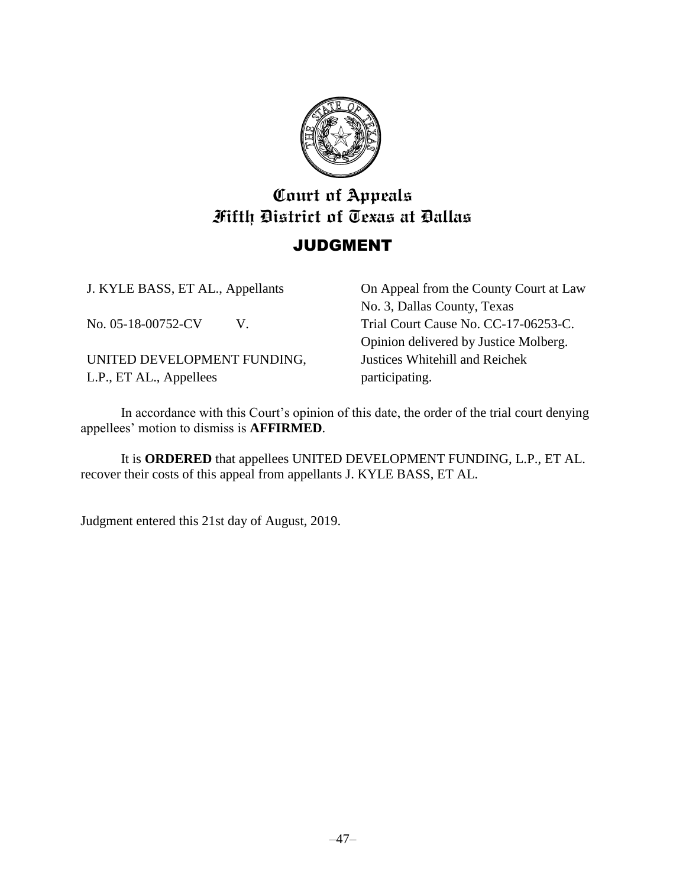# Court of Appeals
# Fifth District of Texas at Dallas

## JUDGMENT

| | |
|---|---|
| J. KYLE BASS, ET AL., Appellants | On Appeal from the County Court at Law No. 3, Dallas County, Texas |
| No. 05-18-00752-CV V. | Trial Court Cause No. CC-17-06253-C. Opinion delivered by Justice Molberg. |
| UNITED DEVELOPMENT FUNDING, L.P., ET AL., Appellees | Justices Whitehill and Reichek participating. |

In accordance with this Court's opinion of this date, the order of the trial court denying appellees' motion to dismiss is **AFFIRMED**.

It is **ORDERED** that appellees UNITED DEVELOPMENT FUNDING, L.P., ET AL. recover their costs of this appeal from appellants J. KYLE BASS, ET AL.

Judgment entered this 21st day of August, 2019.